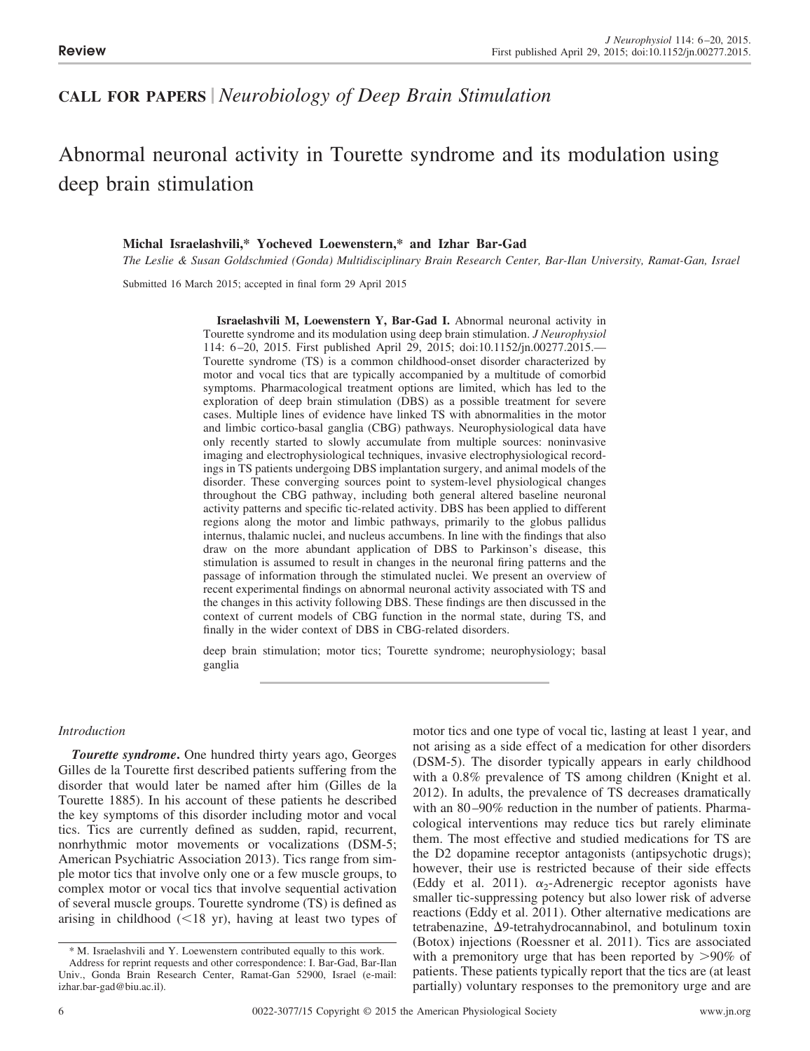**Review**

**CALL FOR PAPERS** | *Neurobiology of Deep Brain Stimulation*

# Abnormal neuronal activity in Tourette syndrome and its modulation using deep brain stimulation

**Michal Israelashvili,\* Yocheved Loewenstern,\* and Izhar Bar-Gad**

*The Leslie & Susan Goldschmied (Gonda) Multidisciplinary Brain Research Center, Bar-Ilan University, Ramat-Gan, Israel*

Submitted 16 March 2015; accepted in final form 29 April 2015

**Israelashvili M, Loewenstern Y, Bar-Gad I.** Abnormal neuronal activity in Tourette syndrome and its modulation using deep brain stimulation. *J Neurophysiol* 114: 6–20, 2015. First published April 29, 2015; doi:10.1152/jn.00277.2015.—Tourette syndrome (TS) is a common childhood-onset disorder characterized by motor and vocal tics that are typically accompanied by a multitude of comorbid symptoms. Pharmacological treatment options are limited, which has led to the exploration of deep brain stimulation (DBS) as a possible treatment for severe cases. Multiple lines of evidence have linked TS with abnormalities in the motor and limbic cortico-basal ganglia (CBG) pathways. Neurophysiological data have only recently started to slowly accumulate from multiple sources: noninvasive imaging and electrophysiological techniques, invasive electrophysiological recordings in TS patients undergoing DBS implantation surgery, and animal models of the disorder. These converging sources point to system-level physiological changes throughout the CBG pathway, including both general altered baseline neuronal activity patterns and specific tic-related activity. DBS has been applied to different regions along the motor and limbic pathways, primarily to the globus pallidus internus, thalamic nuclei, and nucleus accumbens. In line with the findings that also draw on the more abundant application of DBS to Parkinson's disease, this stimulation is assumed to result in changes in the neuronal firing patterns and the passage of information through the stimulated nuclei. We present an overview of recent experimental findings on abnormal neuronal activity associated with TS and the changes in this activity following DBS. These findings are then discussed in the context of current models of CBG function in the normal state, during TS, and finally in the wider context of DBS in CBG-related disorders.

deep brain stimulation; motor tics; Tourette syndrome; neurophysiology; basal ganglia

## *Introduction*

***Tourette syndrome*.** One hundred thirty years ago, Georges Gilles de la Tourette first described patients suffering from the disorder that would later be named after him (Gilles de la Tourette 1885). In his account of these patients he described the key symptoms of this disorder including motor and vocal tics. Tics are currently defined as sudden, rapid, recurrent, nonrhythmic motor movements or vocalizations (DSM-5; American Psychiatric Association 2013). Tics range from simple motor tics that involve only one or a few muscle groups, to complex motor or vocal tics that involve sequential activation of several muscle groups. Tourette syndrome (TS) is defined as arising in childhood (<18 yr), having at least two types of motor tics and one type of vocal tic, lasting at least 1 year, and not arising as a side effect of a medication for other disorders (DSM-5). The disorder typically appears in early childhood with a 0.8% prevalence of TS among children (Knight et al. 2012). In adults, the prevalence of TS decreases dramatically with an 80–90% reduction in the number of patients. Pharmacological interventions may reduce tics but rarely eliminate them. The most effective and studied medications for TS are the D2 dopamine receptor antagonists (antipsychotic drugs); however, their use is restricted because of their side effects (Eddy et al. 2011). $\alpha_2$-Adrenergic receptor agonists have smaller tic-suppressing potency but also lower risk of adverse reactions (Eddy et al. 2011). Other alternative medications are tetrabenazine, Δ9-tetrahydrocannabinol, and botulinum toxin (Botox) injections (Roessner et al. 2011). Tics are associated with a premonitory urge that has been reported by >90% of patients. These patients typically report that the tics are (at least partially) voluntary responses to the premonitory urge and are

\* M. Israelashvili and Y. Loewenstern contributed equally to this work.

Address for reprint requests and other correspondence: I. Bar-Gad, Bar-Ilan Univ., Gonda Brain Research Center, Ramat-Gan 52900, Israel (e-mail: izhar.bar-gad@biu.ac.il).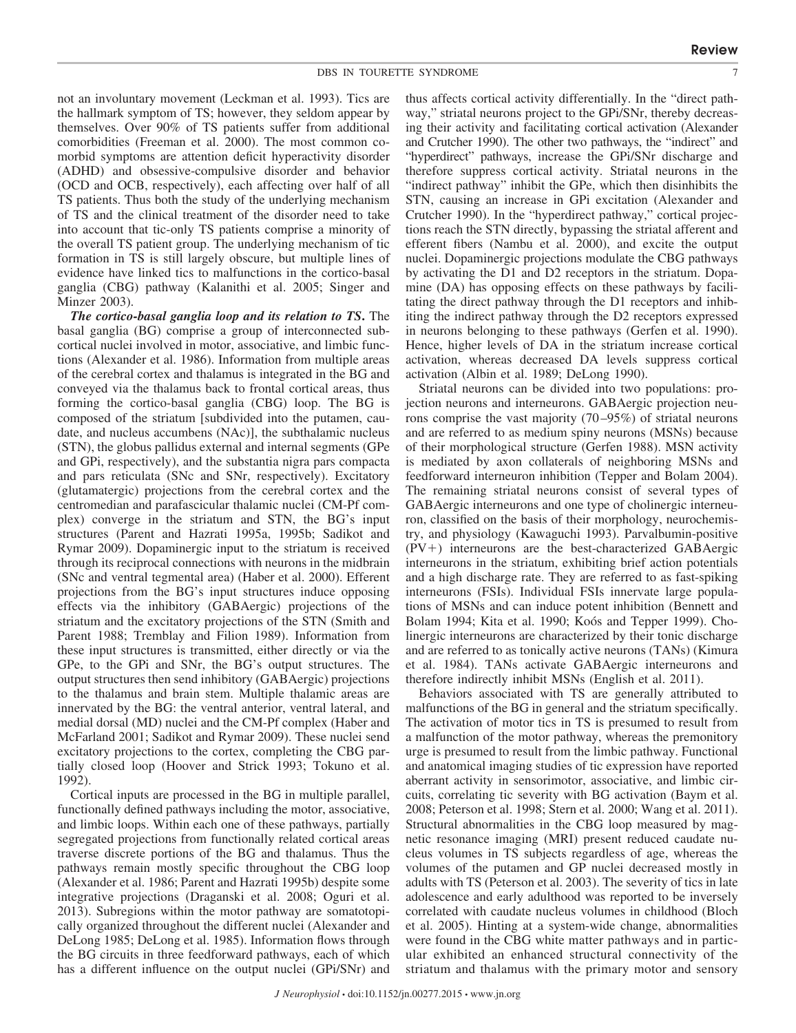not an involuntary movement (Leckman et al. 1993). Tics are the hallmark symptom of TS; however, they seldom appear by themselves. Over 90% of TS patients suffer from additional comorbidities (Freeman et al. 2000). The most common comorbid symptoms are attention deficit hyperactivity disorder (ADHD) and obsessive-compulsive disorder and behavior (OCD and OCB, respectively), each affecting over half of all TS patients. Thus both the study of the underlying mechanism of TS and the clinical treatment of the disorder need to take into account that tic-only TS patients comprise a minority of the overall TS patient group. The underlying mechanism of tic formation in TS is still largely obscure, but multiple lines of evidence have linked tics to malfunctions in the cortico-basal ganglia (CBG) pathway (Kalanithi et al. 2005; Singer and Minzer 2003).

***The cortico-basal ganglia loop and its relation to TS.*** The basal ganglia (BG) comprise a group of interconnected subcortical nuclei involved in motor, associative, and limbic functions (Alexander et al. 1986). Information from multiple areas of the cerebral cortex and thalamus is integrated in the BG and conveyed via the thalamus back to frontal cortical areas, thus forming the cortico-basal ganglia (CBG) loop. The BG is composed of the striatum [subdivided into the putamen, caudate, and nucleus accumbens (NAc)], the subthalamic nucleus (STN), the globus pallidus external and internal segments (GPe and GPi, respectively), and the substantia nigra pars compacta and pars reticulata (SNc and SNr, respectively). Excitatory (glutamatergic) projections from the cerebral cortex and the centromedian and parafascicular thalamic nuclei (CM-Pf complex) converge in the striatum and STN, the BG's input structures (Parent and Hazrati 1995a, 1995b; Sadikot and Rymar 2009). Dopaminergic input to the striatum is received through its reciprocal connections with neurons in the midbrain (SNc and ventral tegmental area) (Haber et al. 2000). Efferent projections from the BG's input structures induce opposing effects via the inhibitory (GABAergic) projections of the striatum and the excitatory projections of the STN (Smith and Parent 1988; Tremblay and Filion 1989). Information from these input structures is transmitted, either directly or via the GPe, to the GPi and SNr, the BG's output structures. The output structures then send inhibitory (GABAergic) projections to the thalamus and brain stem. Multiple thalamic areas are innervated by the BG: the ventral anterior, ventral lateral, and medial dorsal (MD) nuclei and the CM-Pf complex (Haber and McFarland 2001; Sadikot and Rymar 2009). These nuclei send excitatory projections to the cortex, completing the CBG partially closed loop (Hoover and Strick 1993; Tokuno et al. 1992).

Cortical inputs are processed in the BG in multiple parallel, functionally defined pathways including the motor, associative, and limbic loops. Within each one of these pathways, partially segregated projections from functionally related cortical areas traverse discrete portions of the BG and thalamus. Thus the pathways remain mostly specific throughout the CBG loop (Alexander et al. 1986; Parent and Hazrati 1995b) despite some integrative projections (Draganski et al. 2008; Oguri et al. 2013). Subregions within the motor pathway are somatotopically organized throughout the different nuclei (Alexander and DeLong 1985; DeLong et al. 1985). Information flows through the BG circuits in three feedforward pathways, each of which has a different influence on the output nuclei (GPi/SNr) and thus affects cortical activity differentially. In the "direct pathway," striatal neurons project to the GPi/SNr, thereby decreasing their activity and facilitating cortical activation (Alexander and Crutcher 1990). The other two pathways, the "indirect" and "hyperdirect" pathways, increase the GPi/SNr discharge and therefore suppress cortical activity. Striatal neurons in the "indirect pathway" inhibit the GPe, which then disinhibits the STN, causing an increase in GPi excitation (Alexander and Crutcher 1990). In the "hyperdirect pathway," cortical projections reach the STN directly, bypassing the striatal afferent and efferent fibers (Nambu et al. 2000), and excite the output nuclei. Dopaminergic projections modulate the CBG pathways by activating the D1 and D2 receptors in the striatum. Dopamine (DA) has opposing effects on these pathways by facilitating the direct pathway through the D1 receptors and inhibiting the indirect pathway through the D2 receptors expressed in neurons belonging to these pathways (Gerfen et al. 1990). Hence, higher levels of DA in the striatum increase cortical activation, whereas decreased DA levels suppress cortical activation (Albin et al. 1989; DeLong 1990).

Striatal neurons can be divided into two populations: projection neurons and interneurons. GABAergic projection neurons comprise the vast majority (70–95%) of striatal neurons and are referred to as medium spiny neurons (MSNs) because of their morphological structure (Gerfen 1988). MSN activity is mediated by axon collaterals of neighboring MSNs and feedforward interneuron inhibition (Tepper and Bolam 2004). The remaining striatal neurons consist of several types of GABAergic interneurons and one type of cholinergic interneuron, classified on the basis of their morphology, neurochemistry, and physiology (Kawaguchi 1993). Parvalbumin-positive (PV+) interneurons are the best-characterized GABAergic interneurons in the striatum, exhibiting brief action potentials and a high discharge rate. They are referred to as fast-spiking interneurons (FSIs). Individual FSIs innervate large populations of MSNs and can induce potent inhibition (Bennett and Bolam 1994; Kita et al. 1990; Koós and Tepper 1999). Cholinergic interneurons are characterized by their tonic discharge and are referred to as tonically active neurons (TANs) (Kimura et al. 1984). TANs activate GABAergic interneurons and therefore indirectly inhibit MSNs (English et al. 2011).

Behaviors associated with TS are generally attributed to malfunctions of the BG in general and the striatum specifically. The activation of motor tics in TS is presumed to result from a malfunction of the motor pathway, whereas the premonitory urge is presumed to result from the limbic pathway. Functional and anatomical imaging studies of tic expression have reported aberrant activity in sensorimotor, associative, and limbic circuits, correlating tic severity with BG activation (Baym et al. 2008; Peterson et al. 1998; Stern et al. 2000; Wang et al. 2011). Structural abnormalities in the CBG loop measured by magnetic resonance imaging (MRI) present reduced caudate nucleus volumes in TS subjects regardless of age, whereas the volumes of the putamen and GP nuclei decreased mostly in adults with TS (Peterson et al. 2003). The severity of tics in late adolescence and early adulthood was reported to be inversely correlated with caudate nucleus volumes in childhood (Bloch et al. 2005). Hinting at a system-wide change, abnormalities were found in the CBG white matter pathways and in particular exhibited an enhanced structural connectivity of the striatum and thalamus with the primary motor and sensory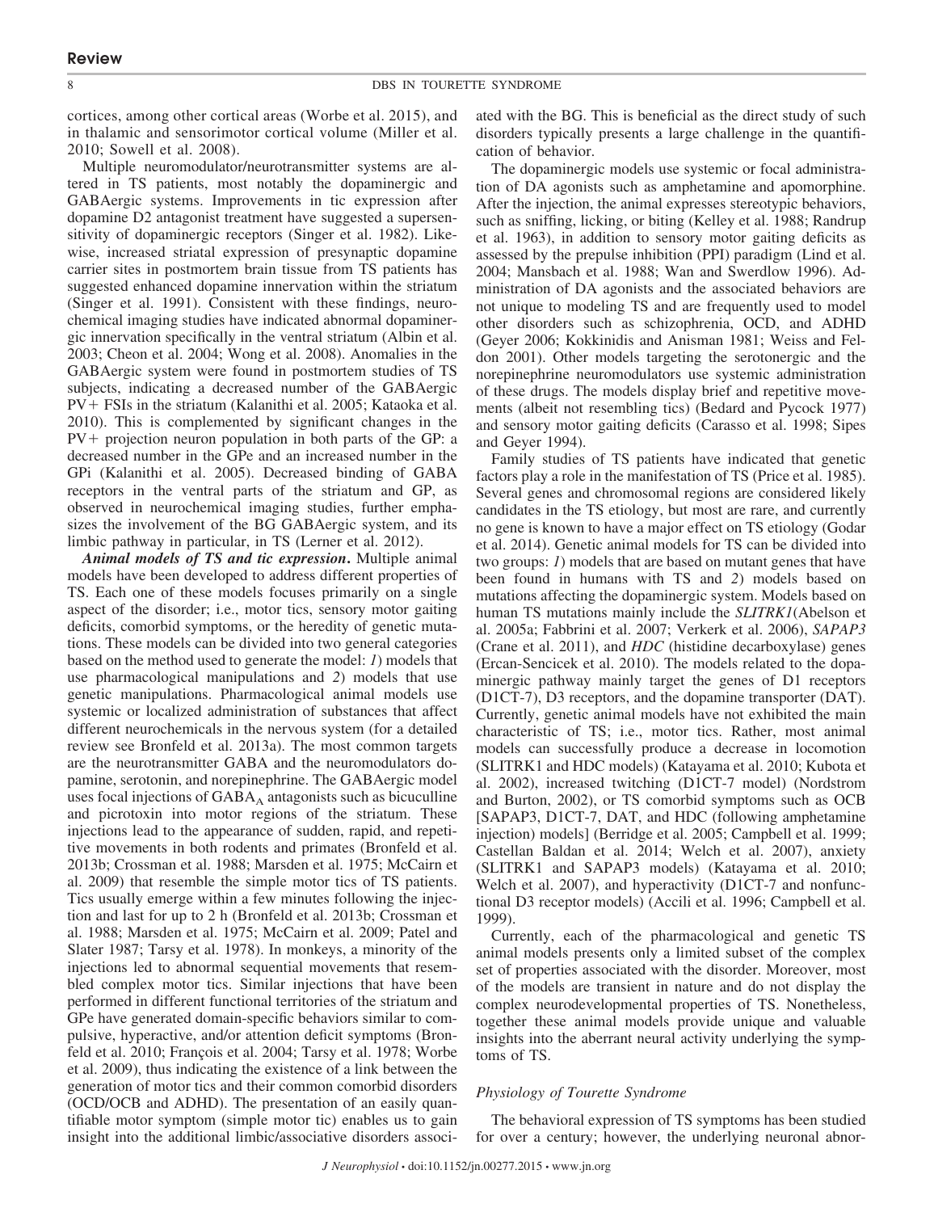cortices, among other cortical areas (Worbe et al. 2015), and in thalamic and sensorimotor cortical volume (Miller et al. 2010; Sowell et al. 2008).

Multiple neuromodulator/neurotransmitter systems are altered in TS patients, most notably the dopaminergic and GABAergic systems. Improvements in tic expression after dopamine D2 antagonist treatment have suggested a supersensitivity of dopaminergic receptors (Singer et al. 1982). Likewise, increased striatal expression of presynaptic dopamine carrier sites in postmortem brain tissue from TS patients has suggested enhanced dopamine innervation within the striatum (Singer et al. 1991). Consistent with these findings, neurochemical imaging studies have indicated abnormal dopaminergic innervation specifically in the ventral striatum (Albin et al. 2003; Cheon et al. 2004; Wong et al. 2008). Anomalies in the GABAergic system were found in postmortem studies of TS subjects, indicating a decreased number of the GABAergic PV+ FSIs in the striatum (Kalanithi et al. 2005; Kataoka et al. 2010). This is complemented by significant changes in the PV+ projection neuron population in both parts of the GP: a decreased number in the GPe and an increased number in the GPi (Kalanithi et al. 2005). Decreased binding of GABA receptors in the ventral parts of the striatum and GP, as observed in neurochemical imaging studies, further emphasizes the involvement of the BG GABAergic system, and its limbic pathway in particular, in TS (Lerner et al. 2012).

***Animal models of TS and tic expression.*** Multiple animal models have been developed to address different properties of TS. Each one of these models focuses primarily on a single aspect of the disorder; i.e., motor tics, sensory motor gaiting deficits, comorbid symptoms, or the heredity of genetic mutations. These models can be divided into two general categories based on the method used to generate the model: *1*) models that use pharmacological manipulations and *2*) models that use genetic manipulations. Pharmacological animal models use systemic or localized administration of substances that affect different neurochemicals in the nervous system (for a detailed review see Bronfeld et al. 2013a). The most common targets are the neurotransmitter GABA and the neuromodulators dopamine, serotonin, and norepinephrine. The GABAergic model uses focal injections of $GABA_A$ antagonists such as bicuculline and picrotoxin into motor regions of the striatum. These injections lead to the appearance of sudden, rapid, and repetitive movements in both rodents and primates (Bronfeld et al. 2013b; Crossman et al. 1988; Marsden et al. 1975; McCairn et al. 2009) that resemble the simple motor tics of TS patients. Tics usually emerge within a few minutes following the injection and last for up to 2 h (Bronfeld et al. 2013b; Crossman et al. 1988; Marsden et al. 1975; McCairn et al. 2009; Patel and Slater 1987; Tarsy et al. 1978). In monkeys, a minority of the injections led to abnormal sequential movements that resembled complex motor tics. Similar injections that have been performed in different functional territories of the striatum and GPe have generated domain-specific behaviors similar to compulsive, hyperactive, and/or attention deficit symptoms (Bronfeld et al. 2010; François et al. 2004; Tarsy et al. 1978; Worbe et al. 2009), thus indicating the existence of a link between the generation of motor tics and their common comorbid disorders (OCD/OCB and ADHD). The presentation of an easily quantifiable motor symptom (simple motor tic) enables us to gain insight into the additional limbic/associative disorders associated with the BG. This is beneficial as the direct study of such disorders typically presents a large challenge in the quantification of behavior.

The dopaminergic models use systemic or focal administration of DA agonists such as amphetamine and apomorphine. After the injection, the animal expresses stereotypic behaviors, such as sniffing, licking, or biting (Kelley et al. 1988; Randrup et al. 1963), in addition to sensory motor gaiting deficits as assessed by the prepulse inhibition (PPI) paradigm (Lind et al. 2004; Mansbach et al. 1988; Wan and Swerdlow 1996). Administration of DA agonists and the associated behaviors are not unique to modeling TS and are frequently used to model other disorders such as schizophrenia, OCD, and ADHD (Geyer 2006; Kokkinidis and Anisman 1981; Weiss and Feldon 2001). Other models targeting the serotonergic and the norepinephrine neuromodulators use systemic administration of these drugs. The models display brief and repetitive movements (albeit not resembling tics) (Bedard and Pycock 1977) and sensory motor gaiting deficits (Carasso et al. 1998; Sipes and Geyer 1994).

Family studies of TS patients have indicated that genetic factors play a role in the manifestation of TS (Price et al. 1985). Several genes and chromosomal regions are considered likely candidates in the TS etiology, but most are rare, and currently no gene is known to have a major effect on TS etiology (Godar et al. 2014). Genetic animal models for TS can be divided into two groups: *1*) models that are based on mutant genes that have been found in humans with TS and *2*) models based on mutations affecting the dopaminergic system. Models based on human TS mutations mainly include the *SLITRK1*(Abelson et al. 2005a; Fabbrini et al. 2007; Verkerk et al. 2006), *SAPAP3* (Crane et al. 2011), and *HDC* (histidine decarboxylase) genes (Ercan-Sencicek et al. 2010). The models related to the dopaminergic pathway mainly target the genes of D1 receptors (D1CT-7), D3 receptors, and the dopamine transporter (DAT). Currently, genetic animal models have not exhibited the main characteristic of TS; i.e., motor tics. Rather, most animal models can successfully produce a decrease in locomotion (SLITRK1 and HDC models) (Katayama et al. 2010; Kubota et al. 2002), increased twitching (D1CT-7 model) (Nordstrom and Burton, 2002), or TS comorbid symptoms such as OCB [SAPAP3, D1CT-7, DAT, and HDC (following amphetamine injection) models] (Berridge et al. 2005; Campbell et al. 1999; Castellan Baldan et al. 2014; Welch et al. 2007), anxiety (SLITRK1 and SAPAP3 models) (Katayama et al. 2010; Welch et al. 2007), and hyperactivity (D1CT-7 and nonfunctional D3 receptor models) (Accili et al. 1996; Campbell et al. 1999).

Currently, each of the pharmacological and genetic TS animal models presents only a limited subset of the complex set of properties associated with the disorder. Moreover, most of the models are transient in nature and do not display the complex neurodevelopmental properties of TS. Nonetheless, together these animal models provide unique and valuable insights into the aberrant neural activity underlying the symptoms of TS.

### *Physiology of Tourette Syndrome*

The behavioral expression of TS symptoms has been studied for over a century; however, the underlying neuronal abnor-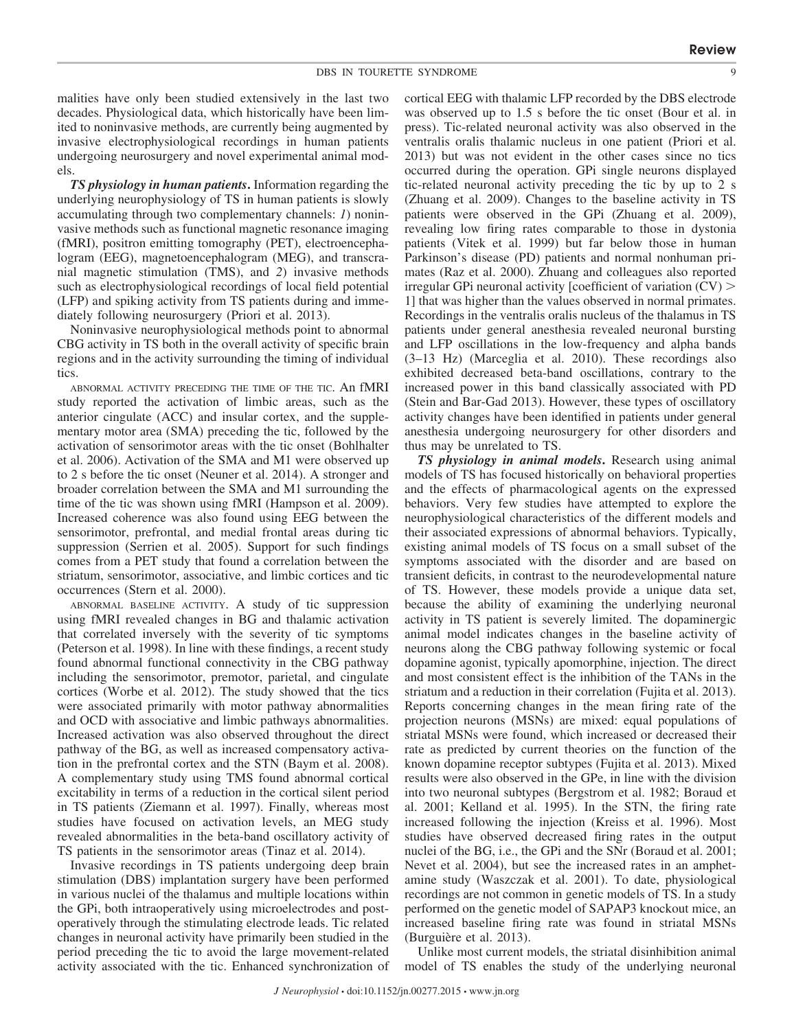malities have only been studied extensively in the last two decades. Physiological data, which historically have been limited to noninvasive methods, are currently being augmented by invasive electrophysiological recordings in human patients undergoing neurosurgery and novel experimental animal models.

***TS physiology in human patients*.** Information regarding the underlying neurophysiology of TS in human patients is slowly accumulating through two complementary channels: *1*) noninvasive methods such as functional magnetic resonance imaging (fMRI), positron emitting tomography (PET), electroencephalogram (EEG), magnetoencephalogram (MEG), and transcranial magnetic stimulation (TMS), and *2*) invasive methods such as electrophysiological recordings of local field potential (LFP) and spiking activity from TS patients during and immediately following neurosurgery (Priori et al. 2013).

Noninvasive neurophysiological methods point to abnormal CBG activity in TS both in the overall activity of specific brain regions and in the activity surrounding the timing of individual tics.

ABNORMAL ACTIVITY PRECEDING THE TIME OF THE TIC. An fMRI study reported the activation of limbic areas, such as the anterior cingulate (ACC) and insular cortex, and the supplementary motor area (SMA) preceding the tic, followed by the activation of sensorimotor areas with the tic onset (Bohlhalter et al. 2006). Activation of the SMA and M1 were observed up to 2 s before the tic onset (Neuner et al. 2014). A stronger and broader correlation between the SMA and M1 surrounding the time of the tic was shown using fMRI (Hampson et al. 2009). Increased coherence was also found using EEG between the sensorimotor, prefrontal, and medial frontal areas during tic suppression (Serrien et al. 2005). Support for such findings comes from a PET study that found a correlation between the striatum, sensorimotor, associative, and limbic cortices and tic occurrences (Stern et al. 2000).

ABNORMAL BASELINE ACTIVITY. A study of tic suppression using fMRI revealed changes in BG and thalamic activation that correlated inversely with the severity of tic symptoms (Peterson et al. 1998). In line with these findings, a recent study found abnormal functional connectivity in the CBG pathway including the sensorimotor, premotor, parietal, and cingulate cortices (Worbe et al. 2012). The study showed that the tics were associated primarily with motor pathway abnormalities and OCD with associative and limbic pathways abnormalities. Increased activation was also observed throughout the direct pathway of the BG, as well as increased compensatory activation in the prefrontal cortex and the STN (Baym et al. 2008). A complementary study using TMS found abnormal cortical excitability in terms of a reduction in the cortical silent period in TS patients (Ziemann et al. 1997). Finally, whereas most studies have focused on activation levels, an MEG study revealed abnormalities in the beta-band oscillatory activity of TS patients in the sensorimotor areas (Tinaz et al. 2014).

Invasive recordings in TS patients undergoing deep brain stimulation (DBS) implantation surgery have been performed in various nuclei of the thalamus and multiple locations within the GPi, both intraoperatively using microelectrodes and postoperatively through the stimulating electrode leads. Tic related changes in neuronal activity have primarily been studied in the period preceding the tic to avoid the large movement-related activity associated with the tic. Enhanced synchronization of cortical EEG with thalamic LFP recorded by the DBS electrode was observed up to 1.5 s before the tic onset (Bour et al. in press). Tic-related neuronal activity was also observed in the ventralis oralis thalamic nucleus in one patient (Priori et al. 2013) but was not evident in the other cases since no tics occurred during the operation. GPi single neurons displayed tic-related neuronal activity preceding the tic by up to 2 s (Zhuang et al. 2009). Changes to the baseline activity in TS patients were observed in the GPi (Zhuang et al. 2009), revealing low firing rates comparable to those in dystonia patients (Vitek et al. 1999) but far below those in human Parkinson's disease (PD) patients and normal nonhuman primates (Raz et al. 2000). Zhuang and colleagues also reported irregular GPi neuronal activity [coefficient of variation (CV) $>$ 1] that was higher than the values observed in normal primates. Recordings in the ventralis oralis nucleus of the thalamus in TS patients under general anesthesia revealed neuronal bursting and LFP oscillations in the low-frequency and alpha bands (3–13 Hz) (Marceglia et al. 2010). These recordings also exhibited decreased beta-band oscillations, contrary to the increased power in this band classically associated with PD (Stein and Bar-Gad 2013). However, these types of oscillatory activity changes have been identified in patients under general anesthesia undergoing neurosurgery for other disorders and thus may be unrelated to TS.

***TS physiology in animal models*.** Research using animal models of TS has focused historically on behavioral properties and the effects of pharmacological agents on the expressed behaviors. Very few studies have attempted to explore the neurophysiological characteristics of the different models and their associated expressions of abnormal behaviors. Typically, existing animal models of TS focus on a small subset of the symptoms associated with the disorder and are based on transient deficits, in contrast to the neurodevelopmental nature of TS. However, these models provide a unique data set, because the ability of examining the underlying neuronal activity in TS patient is severely limited. The dopaminergic animal model indicates changes in the baseline activity of neurons along the CBG pathway following systemic or focal dopamine agonist, typically apomorphine, injection. The direct and most consistent effect is the inhibition of the TANs in the striatum and a reduction in their correlation (Fujita et al. 2013). Reports concerning changes in the mean firing rate of the projection neurons (MSNs) are mixed: equal populations of striatal MSNs were found, which increased or decreased their rate as predicted by current theories on the function of the known dopamine receptor subtypes (Fujita et al. 2013). Mixed results were also observed in the GPe, in line with the division into two neuronal subtypes (Bergstrom et al. 1982; Boraud et al. 2001; Kelland et al. 1995). In the STN, the firing rate increased following the injection (Kreiss et al. 1996). Most studies have observed decreased firing rates in the output nuclei of the BG, i.e., the GPi and the SNr (Boraud et al. 2001; Nevet et al. 2004), but see the increased rates in an amphetamine study (Waszczak et al. 2001). To date, physiological recordings are not common in genetic models of TS. In a study performed on the genetic model of SAPAP3 knockout mice, an increased baseline firing rate was found in striatal MSNs (Burguière et al. 2013).

Unlike most current models, the striatal disinhibition animal model of TS enables the study of the underlying neuronal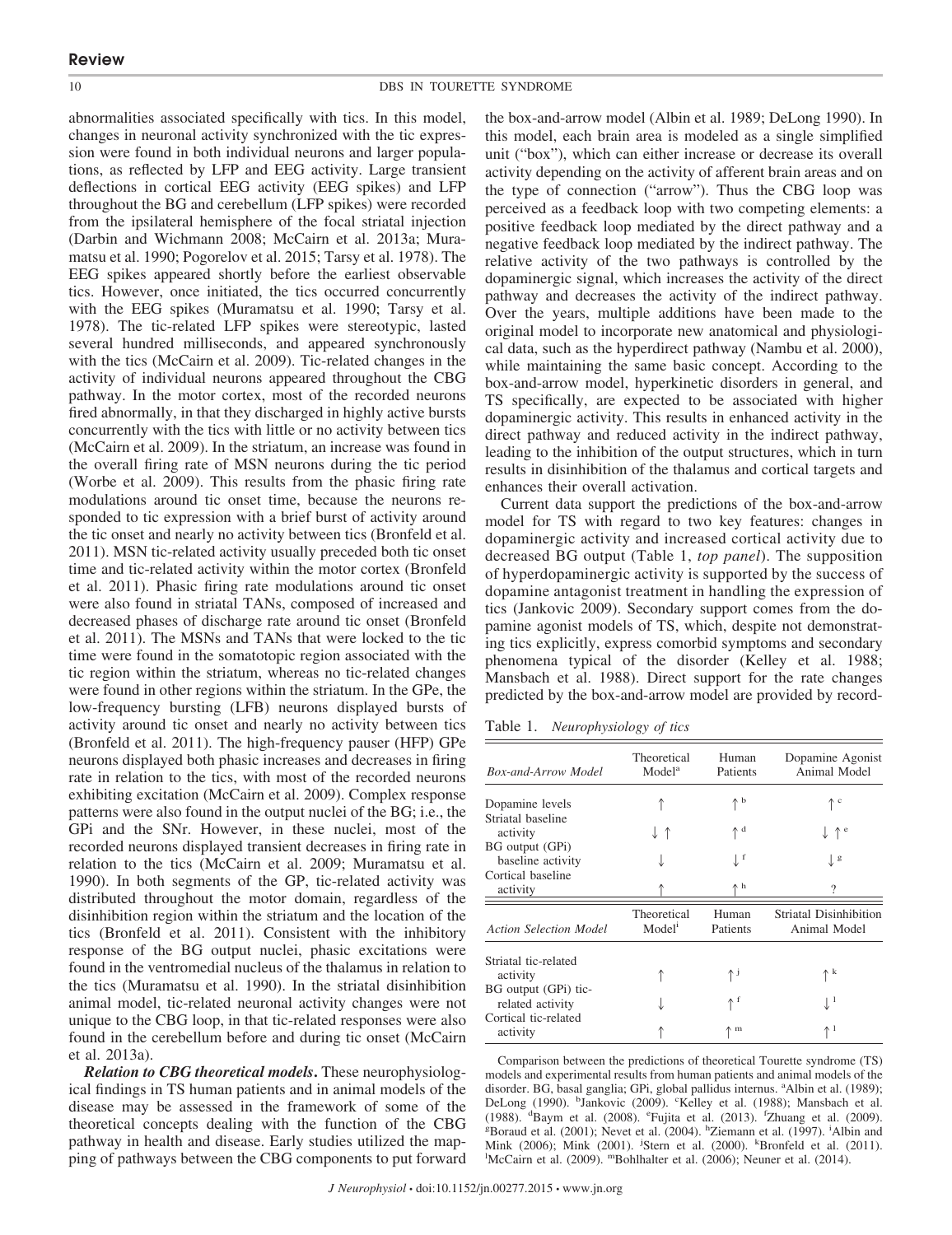abnormalities associated specifically with tics. In this model, changes in neuronal activity synchronized with the tic expression were found in both individual neurons and larger populations, as reflected by LFP and EEG activity. Large transient deflections in cortical EEG activity (EEG spikes) and LFP throughout the BG and cerebellum (LFP spikes) were recorded from the ipsilateral hemisphere of the focal striatal injection (Darbin and Wichmann 2008; McCairn et al. 2013a; Muramatsu et al. 1990; Pogorelov et al. 2015; Tarsy et al. 1978). The EEG spikes appeared shortly before the earliest observable tics. However, once initiated, the tics occurred concurrently with the EEG spikes (Muramatsu et al. 1990; Tarsy et al. 1978). The tic-related LFP spikes were stereotypic, lasted several hundred milliseconds, and appeared synchronously with the tics (McCairn et al. 2009). Tic-related changes in the activity of individual neurons appeared throughout the CBG pathway. In the motor cortex, most of the recorded neurons fired abnormally, in that they discharged in highly active bursts concurrently with the tics with little or no activity between tics (McCairn et al. 2009). In the striatum, an increase was found in the overall firing rate of MSN neurons during the tic period (Worbe et al. 2009). This results from the phasic firing rate modulations around tic onset time, because the neurons responded to tic expression with a brief burst of activity around the tic onset and nearly no activity between tics (Bronfeld et al. 2011). MSN tic-related activity usually preceded both tic onset time and tic-related activity within the motor cortex (Bronfeld et al. 2011). Phasic firing rate modulations around tic onset were also found in striatal TANs, composed of increased and decreased phases of discharge rate around tic onset (Bronfeld et al. 2011). The MSNs and TANs that were locked to the tic time were found in the somatotopic region associated with the tic region within the striatum, whereas no tic-related changes were found in other regions within the striatum. In the GPe, the low-frequency bursting (LFB) neurons displayed bursts of activity around tic onset and nearly no activity between tics (Bronfeld et al. 2011). The high-frequency pauser (HFP) GPe neurons displayed both phasic increases and decreases in firing rate in relation to the tics, with most of the recorded neurons exhibiting excitation (McCairn et al. 2009). Complex response patterns were also found in the output nuclei of the BG; i.e., the GPi and the SNr. However, in these nuclei, most of the recorded neurons displayed transient decreases in firing rate in relation to the tics (McCairn et al. 2009; Muramatsu et al. 1990). In both segments of the GP, tic-related activity was distributed throughout the motor domain, regardless of the disinhibition region within the striatum and the location of the tics (Bronfeld et al. 2011). Consistent with the inhibitory response of the BG output nuclei, phasic excitations were found in the ventromedial nucleus of the thalamus in relation to the tics (Muramatsu et al. 1990). In the striatal disinhibition animal model, tic-related neuronal activity changes were not unique to the CBG loop, in that tic-related responses were also found in the cerebellum before and during tic onset (McCairn et al. 2013a).

***Relation to CBG theoretical models*.** These neurophysiological findings in TS human patients and in animal models of the disease may be assessed in the framework of some of the theoretical concepts dealing with the function of the CBG pathway in health and disease. Early studies utilized the mapping of pathways between the CBG components to put forward the box-and-arrow model (Albin et al. 1989; DeLong 1990). In this model, each brain area is modeled as a single simplified unit ("box"), which can either increase or decrease its overall activity depending on the activity of afferent brain areas and on the type of connection ("arrow"). Thus the CBG loop was perceived as a feedback loop with two competing elements: a positive feedback loop mediated by the direct pathway and a negative feedback loop mediated by the indirect pathway. The relative activity of the two pathways is controlled by the dopaminergic signal, which increases the activity of the direct pathway and decreases the activity of the indirect pathway. Over the years, multiple additions have been made to the original model to incorporate new anatomical and physiological data, such as the hyperdirect pathway (Nambu et al. 2000), while maintaining the same basic concept. According to the box-and-arrow model, hyperkinetic disorders in general, and TS specifically, are expected to be associated with higher dopaminergic activity. This results in enhanced activity in the direct pathway and reduced activity in the indirect pathway, leading to the inhibition of the output structures, which in turn results in disinhibition of the thalamus and cortical targets and enhances their overall activation.

Current data support the predictions of the box-and-arrow model for TS with regard to two key features: changes in dopaminergic activity and increased cortical activity due to decreased BG output (Table 1, *top panel*). The supposition of hyperdopaminergic activity is supported by the success of dopamine antagonist treatment in handling the expression of tics (Jankovic 2009). Secondary support comes from the dopamine agonist models of TS, which, despite not demonstrating tics explicitly, express comorbid symptoms and secondary phenomena typical of the disorder (Kelley et al. 1988; Mansbach et al. 1988). Direct support for the rate changes predicted by the box-and-arrow model are provided by record-

Table 1. *Neurophysiology of tics*

| *Box-and-Arrow Model* | Theoretical Model[a] | Human Patients | Dopamine Agonist Animal Model |
|---|---|---|---|
| Dopamine levels | ↑ | ↑[b] | ↑[c] |
| Striatal baseline activity | ↓ ↑ | ↑[d] | ↓ ↑[e] |
| BG output (GPi) baseline activity | ↓ | ↓[f] | ↓[g] |
| Cortical baseline activity | ↑ | ↑[h] | ? |
| *Action Selection Model* | Theoretical Model[i] | Human Patients | Striatal Disinhibition Animal Model |
| Striatal tic-related activity | ↑ | ↑[j] | ↑[k] |
| BG output (GPi) tic-related activity | ↓ | ↑[f] | ↓[l] |
| Cortical tic-related activity | ↑ | ↑[m] | ↑[l] |

Comparison between the predictions of theoretical Tourette syndrome (TS) models and experimental results from human patients and animal models of the disorder. BG, basal ganglia; GPi, global pallidus internus. [a]Albin et al. (1989); DeLong (1990). [b]Jankovic (2009). [c]Kelley et al. (1988); Mansbach et al. (1988). [d]Baym et al. (2008). [e]Fujita et al. (2013). [f]Zhuang et al. (2009). [g]Boraud et al. (2001); Nevet et al. (2004). [h]Ziemann et al. (1997). [i]Albin and Mink (2006); Mink (2001). [j]Stern et al. (2000). [k]Bronfeld et al. (2011). [l]McCairn et al. (2009). [m]Bohlhalter et al. (2006); Neuner et al. (2014).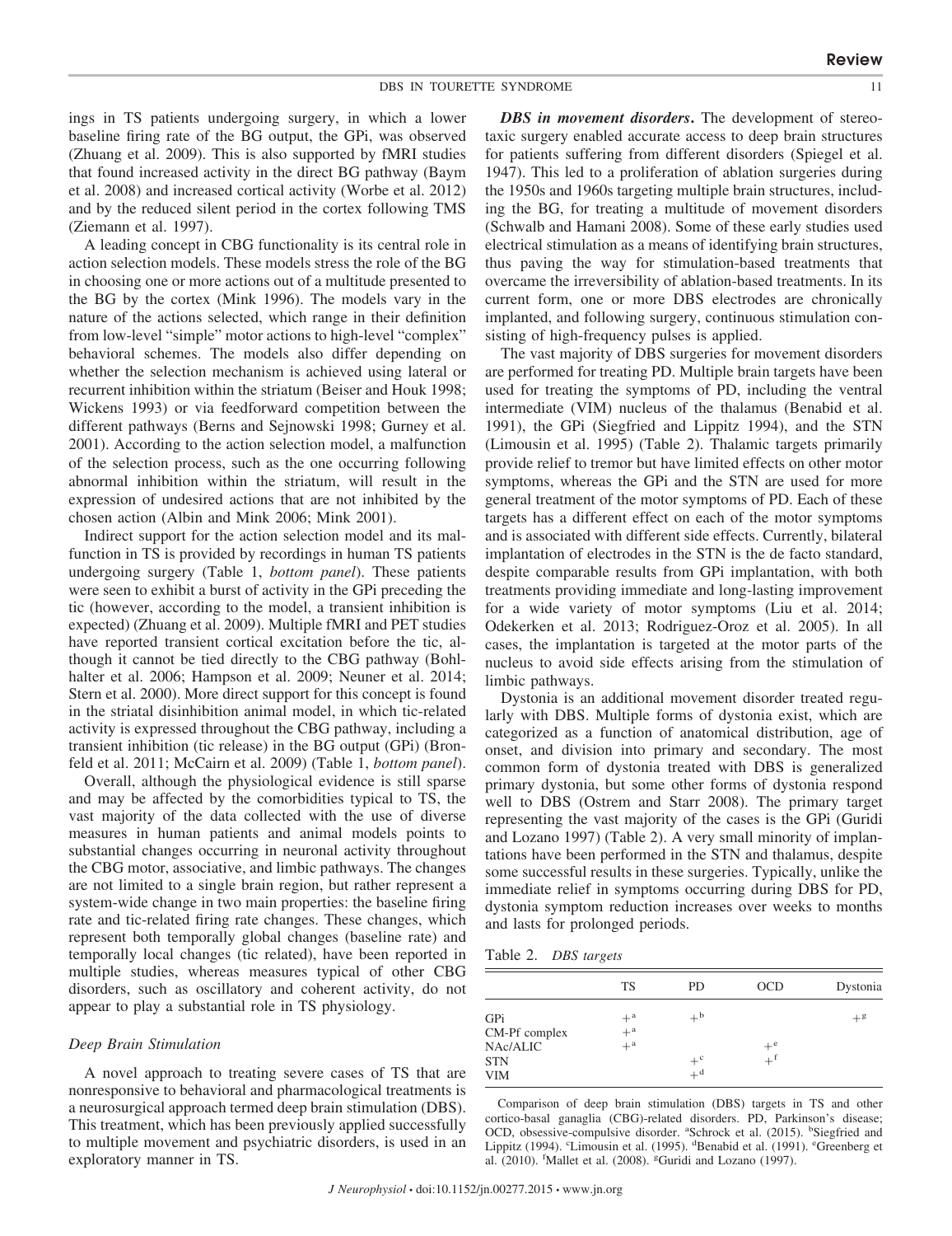ings in TS patients undergoing surgery, in which a lower baseline firing rate of the BG output, the GPi, was observed (Zhuang et al. 2009). This is also supported by fMRI studies that found increased activity in the direct BG pathway (Baym et al. 2008) and increased cortical activity (Worbe et al. 2012) and by the reduced silent period in the cortex following TMS (Ziemann et al. 1997).

A leading concept in CBG functionality is its central role in action selection models. These models stress the role of the BG in choosing one or more actions out of a multitude presented to the BG by the cortex (Mink 1996). The models vary in the nature of the actions selected, which range in their definition from low-level "simple" motor actions to high-level "complex" behavioral schemes. The models also differ depending on whether the selection mechanism is achieved using lateral or recurrent inhibition within the striatum (Beiser and Houk 1998; Wickens 1993) or via feedforward competition between the different pathways (Berns and Sejnowski 1998; Gurney et al. 2001). According to the action selection model, a malfunction of the selection process, such as the one occurring following abnormal inhibition within the striatum, will result in the expression of undesired actions that are not inhibited by the chosen action (Albin and Mink 2006; Mink 2001).

Indirect support for the action selection model and its malfunction in TS is provided by recordings in human TS patients undergoing surgery (Table 1, *bottom panel*). These patients were seen to exhibit a burst of activity in the GPi preceding the tic (however, according to the model, a transient inhibition is expected) (Zhuang et al. 2009). Multiple fMRI and PET studies have reported transient cortical excitation before the tic, although it cannot be tied directly to the CBG pathway (Bohlhalter et al. 2006; Hampson et al. 2009; Neuner et al. 2014; Stern et al. 2000). More direct support for this concept is found in the striatal disinhibition animal model, in which tic-related activity is expressed throughout the CBG pathway, including a transient inhibition (tic release) in the BG output (GPi) (Bronfeld et al. 2011; McCairn et al. 2009) (Table 1, *bottom panel*).

Overall, although the physiological evidence is still sparse and may be affected by the comorbidities typical to TS, the vast majority of the data collected with the use of diverse measures in human patients and animal models points to substantial changes occurring in neuronal activity throughout the CBG motor, associative, and limbic pathways. The changes are not limited to a single brain region, but rather represent a system-wide change in two main properties: the baseline firing rate and tic-related firing rate changes. These changes, which represent both temporally global changes (baseline rate) and temporally local changes (tic related), have been reported in multiple studies, whereas measures typical of other CBG disorders, such as oscillatory and coherent activity, do not appear to play a substantial role in TS physiology.

### *Deep Brain Stimulation*

A novel approach to treating severe cases of TS that are nonresponsive to behavioral and pharmacological treatments is a neurosurgical approach termed deep brain stimulation (DBS). This treatment, which has been previously applied successfully to multiple movement and psychiatric disorders, is used in an exploratory manner in TS.

***DBS in movement disorders*.** The development of stereotaxic surgery enabled accurate access to deep brain structures for patients suffering from different disorders (Spiegel et al. 1947). This led to a proliferation of ablation surgeries during the 1950s and 1960s targeting multiple brain structures, including the BG, for treating a multitude of movement disorders (Schwalb and Hamani 2008). Some of these early studies used electrical stimulation as a means of identifying brain structures, thus paving the way for stimulation-based treatments that overcame the irreversibility of ablation-based treatments. In its current form, one or more DBS electrodes are chronically implanted, and following surgery, continuous stimulation consisting of high-frequency pulses is applied.

The vast majority of DBS surgeries for movement disorders are performed for treating PD. Multiple brain targets have been used for treating the symptoms of PD, including the ventral intermediate (VIM) nucleus of the thalamus (Benabid et al. 1991), the GPi (Siegfried and Lippitz 1994), and the STN (Limousin et al. 1995) (Table 2). Thalamic targets primarily provide relief to tremor but have limited effects on other motor symptoms, whereas the GPi and the STN are used for more general treatment of the motor symptoms of PD. Each of these targets has a different effect on each of the motor symptoms and is associated with different side effects. Currently, bilateral implantation of electrodes in the STN is the de facto standard, despite comparable results from GPi implantation, with both treatments providing immediate and long-lasting improvement for a wide variety of motor symptoms (Liu et al. 2014; Odekerken et al. 2013; Rodriguez-Oroz et al. 2005). In all cases, the implantation is targeted at the motor parts of the nucleus to avoid side effects arising from the stimulation of limbic pathways.

Dystonia is an additional movement disorder treated regularly with DBS. Multiple forms of dystonia exist, which are categorized as a function of anatomical distribution, age of onset, and division into primary and secondary. The most common form of dystonia treated with DBS is generalized primary dystonia, but some other forms of dystonia respond well to DBS (Ostrem and Starr 2008). The primary target representing the vast majority of the cases is the GPi (Guridi and Lozano 1997) (Table 2). A very small minority of implantations have been performed in the STN and thalamus, despite some successful results in these surgeries. Typically, unlike the immediate relief in symptoms occurring during DBS for PD, dystonia symptom reduction increases over weeks to months and lasts for prolonged periods.

Table 2. *DBS targets*

| | TS | PD | OCD | Dystonia |
|---|---|---|---|---|
| GPi | +[a] | +[b] | | +[g] |
| CM-Pf complex | +[a] | | | |
| NAc/ALIC | +[a] | | +[e] | |
| STN | | +[c] | +[f] | |
| VIM | | +[d] | | |

Comparison of deep brain stimulation (DBS) targets in TS and other cortico-basal ganaglia (CBG)-related disorders. PD, Parkinson's disease; OCD, obsessive-compulsive disorder. [a]Schrock et al. (2015). [b]Siegfried and Lippitz (1994). [c]Limousin et al. (1995). [d]Benabid et al. (1991). [e]Greenberg et al. (2010). [f]Mallet et al. (2008). [g]Guridi and Lozano (1997).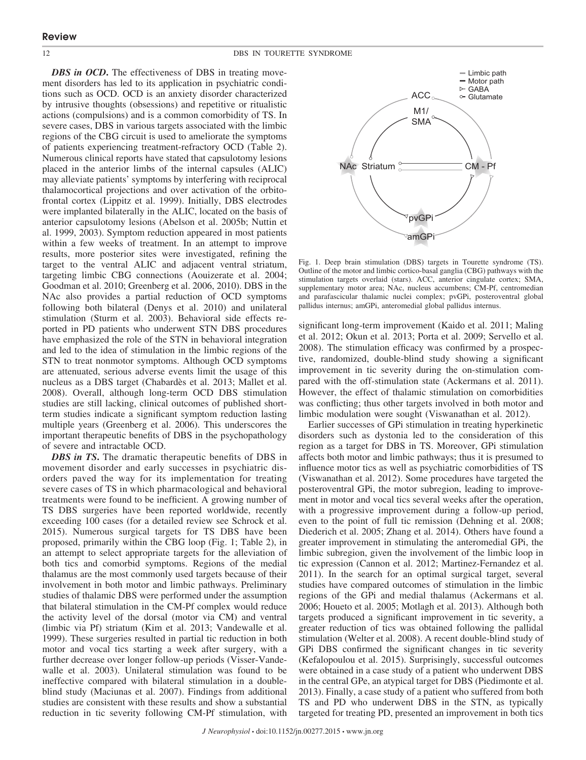***DBS in OCD*.** The effectiveness of DBS in treating movement disorders has led to its application in psychiatric conditions such as OCD. OCD is an anxiety disorder characterized by intrusive thoughts (obsessions) and repetitive or ritualistic actions (compulsions) and is a common comorbidity of TS. In severe cases, DBS in various targets associated with the limbic regions of the CBG circuit is used to ameliorate the symptoms of patients experiencing treatment-refractory OCD (Table 2). Numerous clinical reports have stated that capsulotomy lesions placed in the anterior limbs of the internal capsules (ALIC) may alleviate patients' symptoms by interfering with reciprocal thalamocortical projections and over activation of the orbitofrontal cortex (Lippitz et al. 1999). Initially, DBS electrodes were implanted bilaterally in the ALIC, located on the basis of anterior capsulotomy lesions (Abelson et al. 2005b; Nuttin et al. 1999, 2003). Symptom reduction appeared in most patients within a few weeks of treatment. In an attempt to improve results, more posterior sites were investigated, refining the target to the ventral ALIC and adjacent ventral striatum, targeting limbic CBG connections (Aouizerate et al. 2004; Goodman et al. 2010; Greenberg et al. 2006, 2010). DBS in the NAc also provides a partial reduction of OCD symptoms following both bilateral (Denys et al. 2010) and unilateral stimulation (Sturm et al. 2003). Behavioral side effects reported in PD patients who underwent STN DBS procedures have emphasized the role of the STN in behavioral integration and led to the idea of stimulation in the limbic regions of the STN to treat nonmotor symptoms. Although OCD symptoms are attenuated, serious adverse events limit the usage of this nucleus as a DBS target (Chabardès et al. 2013; Mallet et al. 2008). Overall, although long-term OCD DBS stimulation studies are still lacking, clinical outcomes of published short-term studies indicate a significant symptom reduction lasting multiple years (Greenberg et al. 2006). This underscores the important therapeutic benefits of DBS in the psychopathology of severe and intractable OCD.

***DBS in TS*.** The dramatic therapeutic benefits of DBS in movement disorder and early successes in psychiatric disorders paved the way for its implementation for treating severe cases of TS in which pharmacological and behavioral treatments were found to be inefficient. A growing number of TS DBS surgeries have been reported worldwide, recently exceeding 100 cases (for a detailed review see Schrock et al. 2015). Numerous surgical targets for TS DBS have been proposed, primarily within the CBG loop (Fig. 1; Table 2), in an attempt to select appropriate targets for the alleviation of both tics and comorbid symptoms. Regions of the medial thalamus are the most commonly used targets because of their involvement in both motor and limbic pathways. Preliminary studies of thalamic DBS were performed under the assumption that bilateral stimulation in the CM-Pf complex would reduce the activity level of the dorsal (motor via CM) and ventral (limbic via Pf) striatum (Kim et al. 2013; Vandewalle et al. 1999). These surgeries resulted in partial tic reduction in both motor and vocal tics starting a week after surgery, with a further decrease over longer follow-up periods (Visser-Vandewalle et al. 2003). Unilateral stimulation was found to be ineffective compared with bilateral stimulation in a double-blind study (Maciunas et al. 2007). Findings from additional studies are consistent with these results and show a substantial reduction in tic severity following CM-Pf stimulation, with significant long-term improvement (Kaido et al. 2011; Maling et al. 2012; Okun et al. 2013; Porta et al. 2009; Servello et al. 2008). The stimulation efficacy was confirmed by a prospective, randomized, double-blind study showing a significant improvement in tic severity during the on-stimulation compared with the off-stimulation state (Ackermans et al. 2011). However, the effect of thalamic stimulation on comorbidities was conflicting; thus other targets involved in both motor and limbic modulation were sought (Viswanathan et al. 2012).

Fig. 1. Deep brain stimulation (DBS) targets in Tourette syndrome (TS). Outline of the motor and limbic cortico-basal ganglia (CBG) pathways with the stimulation targets overlaid (stars). ACC, anterior cingulate cortex; SMA, supplementary motor area; NAc, nucleus accumbens; CM-Pf, centromedian and parafascicular thalamic nuclei complex; pvGPi, posteroventral global pallidus internus; amGPi, anteromedial global pallidus internus.

Earlier successes of GPi stimulation in treating hyperkinetic disorders such as dystonia led to the consideration of this region as a target for DBS in TS. Moreover, GPi stimulation affects both motor and limbic pathways; thus it is presumed to influence motor tics as well as psychiatric comorbidities of TS (Viswanathan et al. 2012). Some procedures have targeted the posteroventral GPi, the motor subregion, leading to improvement in motor and vocal tics several weeks after the operation, with a progressive improvement during a follow-up period, even to the point of full tic remission (Dehning et al. 2008; Diederich et al. 2005; Zhang et al. 2014). Others have found a greater improvement in stimulating the anteromedial GPi, the limbic subregion, given the involvement of the limbic loop in tic expression (Cannon et al. 2012; Martinez-Fernandez et al. 2011). In the search for an optimal surgical target, several studies have compared outcomes of stimulation in the limbic regions of the GPi and medial thalamus (Ackermans et al. 2006; Houeto et al. 2005; Motlagh et al. 2013). Although both targets produced a significant improvement in tic severity, a greater reduction of tics was obtained following the pallidal stimulation (Welter et al. 2008). A recent double-blind study of GPi DBS confirmed the significant changes in tic severity (Kefalopoulou et al. 2015). Surprisingly, successful outcomes were obtained in a case study of a patient who underwent DBS in the central GPe, an atypical target for DBS (Piedimonte et al. 2013). Finally, a case study of a patient who suffered from both TS and PD who underwent DBS in the STN, as typically targeted for treating PD, presented an improvement in both tics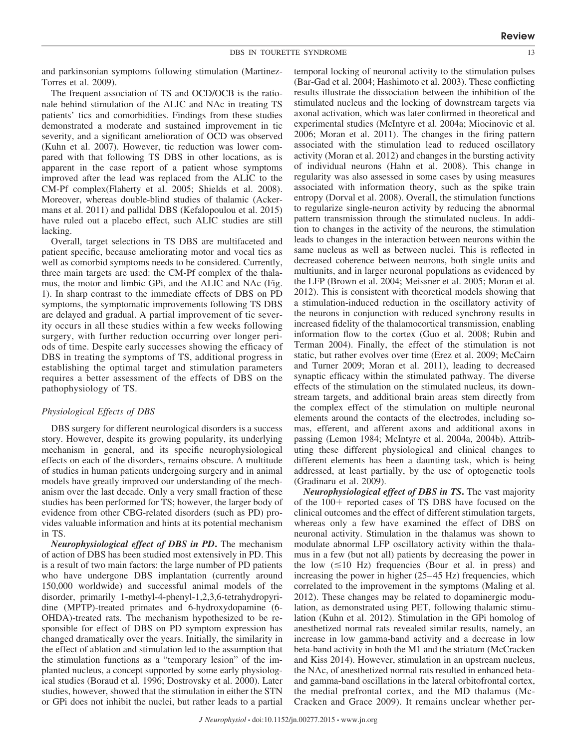and parkinsonian symptoms following stimulation (Martinez-Torres et al. 2009).

The frequent association of TS and OCD/OCB is the rationale behind stimulation of the ALIC and NAc in treating TS patients' tics and comorbidities. Findings from these studies demonstrated a moderate and sustained improvement in tic severity, and a significant amelioration of OCD was observed (Kuhn et al. 2007). However, tic reduction was lower compared with that following TS DBS in other locations, as is apparent in the case report of a patient whose symptoms improved after the lead was replaced from the ALIC to the CM-Pf complex(Flaherty et al. 2005; Shields et al. 2008). Moreover, whereas double-blind studies of thalamic (Ackermans et al. 2011) and pallidal DBS (Kefalopoulou et al. 2015) have ruled out a placebo effect, such ALIC studies are still lacking.

Overall, target selections in TS DBS are multifaceted and patient specific, because ameliorating motor and vocal tics as well as comorbid symptoms needs to be considered. Currently, three main targets are used: the CM-Pf complex of the thalamus, the motor and limbic GPi, and the ALIC and NAc (Fig. 1). In sharp contrast to the immediate effects of DBS on PD symptoms, the symptomatic improvements following TS DBS are delayed and gradual. A partial improvement of tic severity occurs in all these studies within a few weeks following surgery, with further reduction occurring over longer periods of time. Despite early successes showing the efficacy of DBS in treating the symptoms of TS, additional progress in establishing the optimal target and stimulation parameters requires a better assessment of the effects of DBS on the pathophysiology of TS.

### *Physiological Effects of DBS*

DBS surgery for different neurological disorders is a success story. However, despite its growing popularity, its underlying mechanism in general, and its specific neurophysiological effects on each of the disorders, remains obscure. A multitude of studies in human patients undergoing surgery and in animal models have greatly improved our understanding of the mechanism over the last decade. Only a very small fraction of these studies has been performed for TS; however, the larger body of evidence from other CBG-related disorders (such as PD) provides valuable information and hints at its potential mechanism in TS.

***Neurophysiological effect of DBS in PD.*** The mechanism of action of DBS has been studied most extensively in PD. This is a result of two main factors: the large number of PD patients who have undergone DBS implantation (currently around 150,000 worldwide) and successful animal models of the disorder, primarily 1-methyl-4-phenyl-1,2,3,6-tetrahydropyridine (MPTP)-treated primates and 6-hydroxydopamine (6-OHDA)-treated rats. The mechanism hypothesized to be responsible for effect of DBS on PD symptom expression has changed dramatically over the years. Initially, the similarity in the effect of ablation and stimulation led to the assumption that the stimulation functions as a "temporary lesion" of the implanted nucleus, a concept supported by some early physiological studies (Boraud et al. 1996; Dostrovsky et al. 2000). Later studies, however, showed that the stimulation in either the STN or GPi does not inhibit the nuclei, but rather leads to a partial temporal locking of neuronal activity to the stimulation pulses (Bar-Gad et al. 2004; Hashimoto et al. 2003). These conflicting results illustrate the dissociation between the inhibition of the stimulated nucleus and the locking of downstream targets via axonal activation, which was later confirmed in theoretical and experimental studies (McIntyre et al. 2004a; Miocinovic et al. 2006; Moran et al. 2011). The changes in the firing pattern associated with the stimulation lead to reduced oscillatory activity (Moran et al. 2012) and changes in the bursting activity of individual neurons (Hahn et al. 2008). This change in regularity was also assessed in some cases by using measures associated with information theory, such as the spike train entropy (Dorval et al. 2008). Overall, the stimulation functions to regularize single-neuron activity by reducing the abnormal pattern transmission through the stimulated nucleus. In addition to changes in the activity of the neurons, the stimulation leads to changes in the interaction between neurons within the same nucleus as well as between nuclei. This is reflected in decreased coherence between neurons, both single units and multiunits, and in larger neuronal populations as evidenced by the LFP (Brown et al. 2004; Meissner et al. 2005; Moran et al. 2012). This is consistent with theoretical models showing that a stimulation-induced reduction in the oscillatory activity of the neurons in conjunction with reduced synchrony results in increased fidelity of the thalamocortical transmission, enabling information flow to the cortex (Guo et al. 2008; Rubin and Terman 2004). Finally, the effect of the stimulation is not static, but rather evolves over time (Erez et al. 2009; McCairn and Turner 2009; Moran et al. 2011), leading to decreased synaptic efficacy within the stimulated pathway. The diverse effects of the stimulation on the stimulated nucleus, its downstream targets, and additional brain areas stem directly from the complex effect of the stimulation on multiple neuronal elements around the contacts of the electrodes, including somas, efferent, and afferent axons and additional axons in passing (Lemon 1984; McIntyre et al. 2004a, 2004b). Attributing these different physiological and clinical changes to different elements has been a daunting task, which is being addressed, at least partially, by the use of optogenetic tools (Gradinaru et al. 2009).

***Neurophysiological effect of DBS in TS.*** The vast majority of the 100+ reported cases of TS DBS have focused on the clinical outcomes and the effect of different stimulation targets, whereas only a few have examined the effect of DBS on neuronal activity. Stimulation in the thalamus was shown to modulate abnormal LFP oscillatory activity within the thalamus in a few (but not all) patients by decreasing the power in the low ($\leq$10 Hz) frequencies (Bour et al. in press) and increasing the power in higher (25–45 Hz) frequencies, which correlated to the improvement in the symptoms (Maling et al. 2012). These changes may be related to dopaminergic modulation, as demonstrated using PET, following thalamic stimulation (Kuhn et al. 2012). Stimulation in the GPi homolog of anesthetized normal rats revealed similar results, namely, an increase in low gamma-band activity and a decrease in low beta-band activity in both the M1 and the striatum (McCracken and Kiss 2014). However, stimulation in an upstream nucleus, the NAc, of anesthetized normal rats resulted in enhanced beta- and gamma-band oscillations in the lateral orbitofrontal cortex, the medial prefrontal cortex, and the MD thalamus (McCracken and Grace 2009). It remains unclear whether per-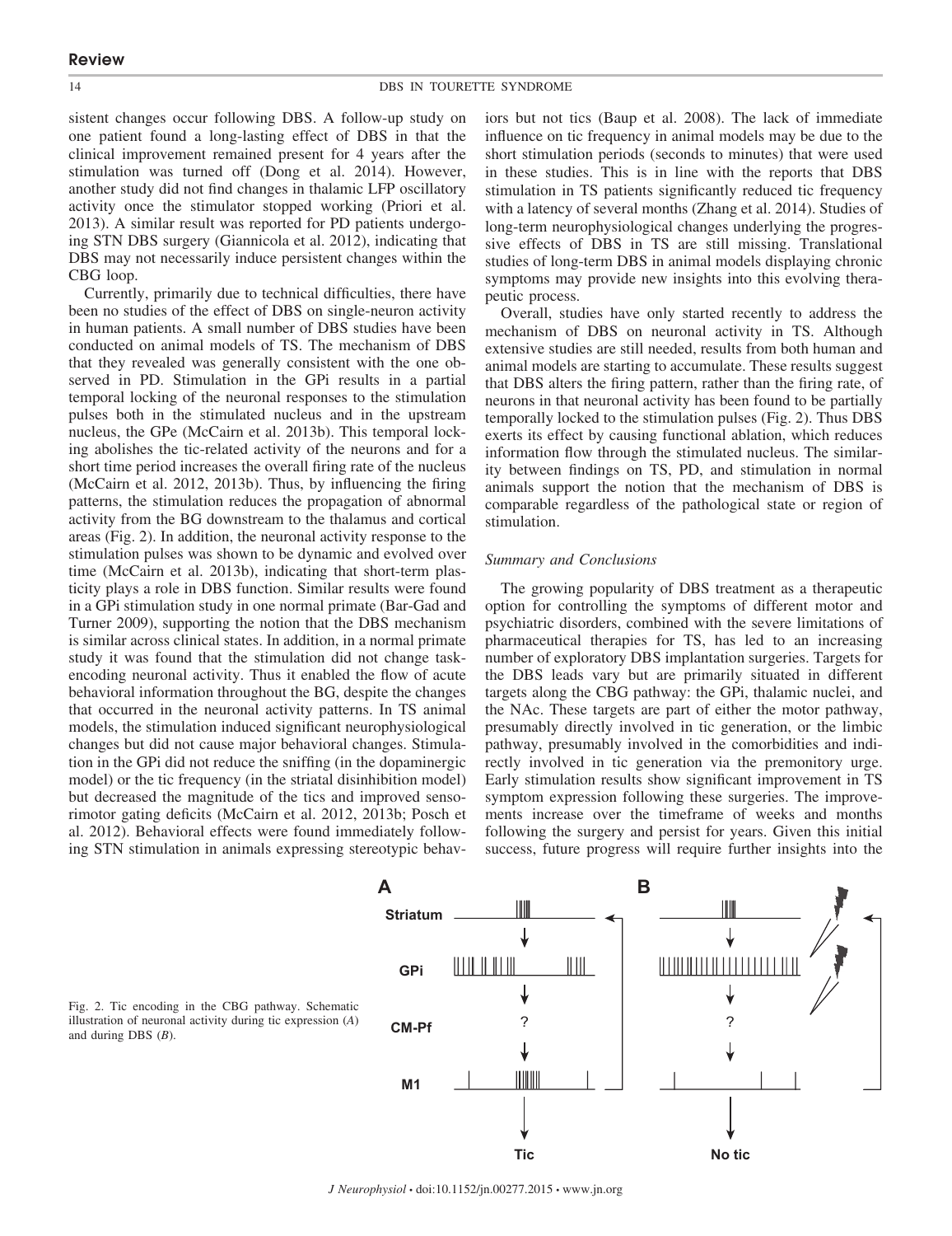sistent changes occur following DBS. A follow-up study on one patient found a long-lasting effect of DBS in that the clinical improvement remained present for 4 years after the stimulation was turned off (Dong et al. 2014). However, another study did not find changes in thalamic LFP oscillatory activity once the stimulator stopped working (Priori et al. 2013). A similar result was reported for PD patients undergoing STN DBS surgery (Giannicola et al. 2012), indicating that DBS may not necessarily induce persistent changes within the CBG loop.

Currently, primarily due to technical difficulties, there have been no studies of the effect of DBS on single-neuron activity in human patients. A small number of DBS studies have been conducted on animal models of TS. The mechanism of DBS that they revealed was generally consistent with the one observed in PD. Stimulation in the GPi results in a partial temporal locking of the neuronal responses to the stimulation pulses both in the stimulated nucleus and in the upstream nucleus, the GPe (McCairn et al. 2013b). This temporal locking abolishes the tic-related activity of the neurons and for a short time period increases the overall firing rate of the nucleus (McCairn et al. 2012, 2013b). Thus, by influencing the firing patterns, the stimulation reduces the propagation of abnormal activity from the BG downstream to the thalamus and cortical areas (Fig. 2). In addition, the neuronal activity response to the stimulation pulses was shown to be dynamic and evolved over time (McCairn et al. 2013b), indicating that short-term plasticity plays a role in DBS function. Similar results were found in a GPi stimulation study in one normal primate (Bar-Gad and Turner 2009), supporting the notion that the DBS mechanism is similar across clinical states. In addition, in a normal primate study it was found that the stimulation did not change task-encoding neuronal activity. Thus it enabled the flow of acute behavioral information throughout the BG, despite the changes that occurred in the neuronal activity patterns. In TS animal models, the stimulation induced significant neurophysiological changes but did not cause major behavioral changes. Stimulation in the GPi did not reduce the sniffing (in the dopaminergic model) or the tic frequency (in the striatal disinhibition model) but decreased the magnitude of the tics and improved sensorimotor gating deficits (McCairn et al. 2012, 2013b; Posch et al. 2012). Behavioral effects were found immediately following STN stimulation in animals expressing stereotypic behaviors but not tics (Baup et al. 2008). The lack of immediate influence on tic frequency in animal models may be due to the short stimulation periods (seconds to minutes) that were used in these studies. This is in line with the reports that DBS stimulation in TS patients significantly reduced tic frequency with a latency of several months (Zhang et al. 2014). Studies of long-term neurophysiological changes underlying the progressive effects of DBS in TS are still missing. Translational studies of long-term DBS in animal models displaying chronic symptoms may provide new insights into this evolving therapeutic process.

Overall, studies have only started recently to address the mechanism of DBS on neuronal activity in TS. Although extensive studies are still needed, results from both human and animal models are starting to accumulate. These results suggest that DBS alters the firing pattern, rather than the firing rate, of neurons in that neuronal activity has been found to be partially temporally locked to the stimulation pulses (Fig. 2). Thus DBS exerts its effect by causing functional ablation, which reduces information flow through the stimulated nucleus. The similarity between findings on TS, PD, and stimulation in normal animals support the notion that the mechanism of DBS is comparable regardless of the pathological state or region of stimulation.

### *Summary and Conclusions*

The growing popularity of DBS treatment as a therapeutic option for controlling the symptoms of different motor and psychiatric disorders, combined with the severe limitations of pharmaceutical therapies for TS, has led to an increasing number of exploratory DBS implantation surgeries. Targets for the DBS leads vary but are primarily situated in different targets along the CBG pathway: the GPi, thalamic nuclei, and the NAc. These targets are part of either the motor pathway, presumably directly involved in tic generation, or the limbic pathway, presumably involved in the comorbidities and indirectly involved in tic generation via the premonitory urge. Early stimulation results show significant improvement in TS symptom expression following these surgeries. The improvements increase over the timeframe of weeks and months following the surgery and persist for years. Given this initial success, future progress will require further insights into the

Fig. 2. Tic encoding in the CBG pathway. Schematic illustration of neuronal activity during tic expression (*A*) and during DBS (*B*).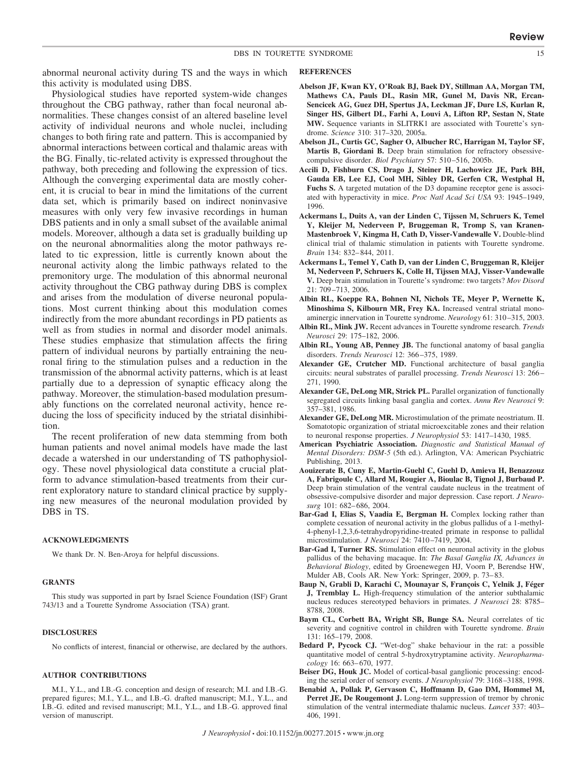abnormal neuronal activity during TS and the ways in which this activity is modulated using DBS.

Physiological studies have reported system-wide changes throughout the CBG pathway, rather than focal neuronal abnormalities. These changes consist of an altered baseline level activity of individual neurons and whole nuclei, including changes to both firing rate and pattern. This is accompanied by abnormal interactions between cortical and thalamic areas with the BG. Finally, tic-related activity is expressed throughout the pathway, both preceding and following the expression of tics. Although the converging experimental data are mostly coherent, it is crucial to bear in mind the limitations of the current data set, which is primarily based on indirect noninvasive measures with only very few invasive recordings in human DBS patients and in only a small subset of the available animal models. Moreover, although a data set is gradually building up on the neuronal abnormalities along the motor pathways related to tic expression, little is currently known about the neuronal activity along the limbic pathways related to the premonitory urge. The modulation of this abnormal neuronal activity throughout the CBG pathway during DBS is complex and arises from the modulation of diverse neuronal populations. Most current thinking about this modulation comes indirectly from the more abundant recordings in PD patients as well as from studies in normal and disorder model animals. These studies emphasize that stimulation affects the firing pattern of individual neurons by partially entraining the neuronal firing to the stimulation pulses and a reduction in the transmission of the abnormal activity patterns, which is at least partially due to a depression of synaptic efficacy along the pathway. Moreover, the stimulation-based modulation presumably functions on the correlated neuronal activity, hence reducing the loss of specificity induced by the striatal disinhibition.

The recent proliferation of new data stemming from both human patients and novel animal models have made the last decade a watershed in our understanding of TS pathophysiology. These novel physiological data constitute a crucial platform to advance stimulation-based treatments from their current exploratory nature to standard clinical practice by supplying new measures of the neuronal modulation provided by DBS in TS.

## ACKNOWLEDGMENTS

We thank Dr. N. Ben-Aroya for helpful discussions.

## GRANTS

This study was supported in part by Israel Science Foundation (ISF) Grant 743/13 and a Tourette Syndrome Association (TSA) grant.

## DISCLOSURES

No conflicts of interest, financial or otherwise, are declared by the authors.

## AUTHOR CONTRIBUTIONS

M.I., Y.L., and I.B.-G. conception and design of research; M.I. and I.B.-G. prepared figures; M.I., Y.L., and I.B.-G. drafted manuscript; M.I., Y.L., and I.B.-G. edited and revised manuscript; M.I., Y.L., and I.B.-G. approved final version of manuscript.

## REFERENCES

**Abelson JF, Kwan KY, O'Roak BJ, Baek DY, Stillman AA, Morgan TM, Mathews CA, Pauls DL, Rasin MR, Gunel M, Davis NR, Ercan-Sencicek AG, Guez DH, Spertus JA, Leckman JF, Dure LS, Kurlan R, Singer HS, Gilbert DL, Farhi A, Louvi A, Lifton RP, Sestan N, State MW.** Sequence variants in SLITRK1 are associated with Tourette's syndrome. *Science* 310: 317–320, 2005a.

**Abelson JL, Curtis GC, Sagher O, Albucher RC, Harrigan M, Taylor SF, Martis B, Giordani B.** Deep brain stimulation for refractory obsessive-compulsive disorder. *Biol Psychiatry* 57: 510–516, 2005b.

**Accili D, Fishburn CS, Drago J, Steiner H, Lachowicz JE, Park BH, Gauda EB, Lee EJ, Cool MH, Sibley DR, Gerfen CR, Westphal H, Fuchs S.** A targeted mutation of the D3 dopamine receptor gene is associated with hyperactivity in mice. *Proc Natl Acad Sci USA* 93: 1945–1949, 1996.

**Ackermans L, Duits A, van der Linden C, Tijssen M, Schruers K, Temel Y, Kleijer M, Nederveen P, Bruggeman R, Tromp S, van Kranen-Mastenbroek V, Kingma H, Cath D, Visser-Vandewalle V.** Double-blind clinical trial of thalamic stimulation in patients with Tourette syndrome. *Brain* 134: 832–844, 2011.

**Ackermans L, Temel Y, Cath D, van der Linden C, Bruggeman R, Kleijer M, Nederveen P, Schruers K, Colle H, Tijssen MAJ, Visser-Vandewalle V.** Deep brain stimulation in Tourette's syndrome: two targets? *Mov Disord* 21: 709–713, 2006.

**Albin RL, Koeppe RA, Bohnen NI, Nichols TE, Meyer P, Wernette K, Minoshima S, Kilbourn MR, Frey KA.** Increased ventral striatal monoaminergic innervation in Tourette syndrome. *Neurology* 61: 310–315, 2003.

**Albin RL, Mink JW.** Recent advances in Tourette syndrome research. *Trends Neurosci* 29: 175–182, 2006.

**Albin RL, Young AB, Penney JB.** The functional anatomy of basal ganglia disorders. *Trends Neurosci* 12: 366–375, 1989.

**Alexander GE, Crutcher MD.** Functional architecture of basal ganglia circuits: neural substrates of parallel processing. *Trends Neurosci* 13: 266–271, 1990.

**Alexander GE, DeLong MR, Strick PL.** Parallel organization of functionally segregated circuits linking basal ganglia and cortex. *Annu Rev Neurosci* 9: 357–381, 1986.

**Alexander GE, DeLong MR.** Microstimulation of the primate neostriatum. II. Somatotopic organization of striatal microexcitable zones and their relation to neuronal response properties. *J Neurophysiol* 53: 1417–1430, 1985.

**American Psychiatric Association.** *Diagnostic and Statistical Manual of Mental Disorders: DSM-5* (5th ed.). Arlington, VA: American Psychiatric Publishing, 2013.

**Aouizerate B, Cuny E, Martin-Guehl C, Guehl D, Amieva H, Benazzouz A, Fabrigoule C, Allard M, Rougier A, Bioulac B, Tignol J, Burbaud P.** Deep brain stimulation of the ventral caudate nucleus in the treatment of obsessive-compulsive disorder and major depression. Case report. *J Neurosurg* 101: 682–686, 2004.

**Bar-Gad I, Elias S, Vaadia E, Bergman H.** Complex locking rather than complete cessation of neuronal activity in the globus pallidus of a 1-methyl-4-phenyl-1,2,3,6-tetrahydropyridine-treated primate in response to pallidal microstimulation. *J Neurosci* 24: 7410–7419, 2004.

**Bar-Gad I, Turner RS.** Stimulation effect on neuronal activity in the globus pallidus of the behaving macaque. In: *The Basal Ganglia IX, Advances in Behavioral Biology*, edited by Groenewegen HJ, Voorn P, Berendse HW, Mulder AB, Cools AR. New York: Springer, 2009, p. 73–83.

**Baup N, Grabli D, Karachi C, Mounayar S, François C, Yelnik J, Féger J, Tremblay L.** High-frequency stimulation of the anterior subthalamic nucleus reduces stereotyped behaviors in primates. *J Neurosci* 28: 8785–8788, 2008.

**Baym CL, Corbett BA, Wright SB, Bunge SA.** Neural correlates of tic severity and cognitive control in children with Tourette syndrome. *Brain* 131: 165–179, 2008.

**Bedard P, Pycock CJ.** "Wet-dog" shake behaviour in the rat: a possible quantitative model of central 5-hydroxytryptamine activity. *Neuropharmacology* 16: 663–670, 1977.

**Beiser DG, Houk JC.** Model of cortical-basal ganglionic processing: encoding the serial order of sensory events. *J Neurophysiol* 79: 3168–3188, 1998.

**Benabid A, Pollak P, Gervason C, Hoffmann D, Gao DM, Hommel M, Perret JE, De Rougemont J.** Long-term suppression of tremor by chronic stimulation of the ventral intermediate thalamic nucleus. *Lancet* 337: 403–406, 1991.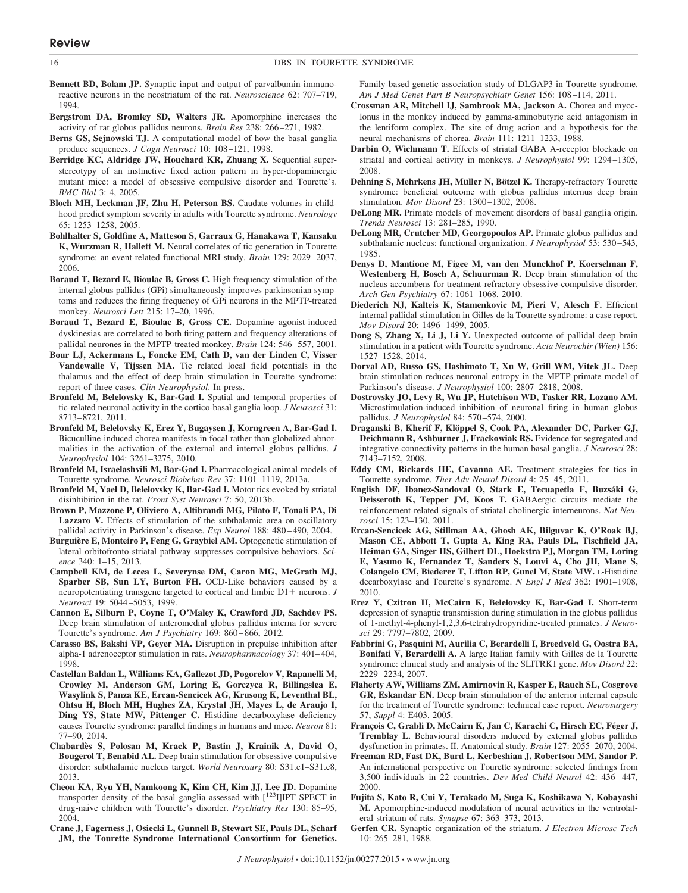**Bennett BD, Bolam JP.** Synaptic input and output of parvalbumin-immunoreactive neurons in the neostriatum of the rat. *Neuroscience* 62: 707–719, 1994.

**Bergstrom DA, Bromley SD, Walters JR.** Apomorphine increases the activity of rat globus pallidus neurons. *Brain Res* 238: 266–271, 1982.

**Berns GS, Sejnowski TJ.** A computational model of how the basal ganglia produce sequences. *J Cogn Neurosci* 10: 108–121, 1998.

**Berridge KC, Aldridge JW, Houchard KR, Zhuang X.** Sequential super-stereotypy of an instinctive fixed action pattern in hyper-dopaminergic mutant mice: a model of obsessive compulsive disorder and Tourette's. *BMC Biol* 3: 4, 2005.

**Bloch MH, Leckman JF, Zhu H, Peterson BS.** Caudate volumes in childhood predict symptom severity in adults with Tourette syndrome. *Neurology* 65: 1253–1258, 2005.

**Bohlhalter S, Goldfine A, Matteson S, Garraux G, Hanakawa T, Kansaku K, Wurzman R, Hallett M.** Neural correlates of tic generation in Tourette syndrome: an event-related functional MRI study. *Brain* 129: 2029–2037, 2006.

**Boraud T, Bezard E, Bioulac B, Gross C.** High frequency stimulation of the internal globus pallidus (GPi) simultaneously improves parkinsonian symptoms and reduces the firing frequency of GPi neurons in the MPTP-treated monkey. *Neurosci Lett* 215: 17–20, 1996.

**Boraud T, Bezard E, Bioulac B, Gross CE.** Dopamine agonist-induced dyskinesias are correlated to both firing pattern and frequency alterations of pallidal neurones in the MPTP-treated monkey. *Brain* 124: 546–557, 2001.

**Bour LJ, Ackermans L, Foncke EM, Cath D, van der Linden C, Visser Vandewalle V, Tijssen MA.** Tic related local field potentials in the thalamus and the effect of deep brain stimulation in Tourette syndrome: report of three cases. *Clin Neurophysiol*. In press.

**Bronfeld M, Belelovsky K, Bar-Gad I.** Spatial and temporal properties of tic-related neuronal activity in the cortico-basal ganglia loop. *J Neurosci* 31: 8713–8721, 2011.

**Bronfeld M, Belelovsky K, Erez Y, Bugaysen J, Korngreen A, Bar-Gad I.** Bicuculline-induced chorea manifests in focal rather than globalized abnormalities in the activation of the external and internal globus pallidus. *J Neurophysiol* 104: 3261–3275, 2010.

**Bronfeld M, Israelashvili M, Bar-Gad I.** Pharmacological animal models of Tourette syndrome. *Neurosci Biobehav Rev* 37: 1101–1119, 2013a.

**Bronfeld M, Yael D, Belelovsky K, Bar-Gad I.** Motor tics evoked by striatal disinhibition in the rat. *Front Syst Neurosci* 7: 50, 2013b.

**Brown P, Mazzone P, Oliviero A, Altibrandi MG, Pilato F, Tonali PA, Di Lazzaro V.** Effects of stimulation of the subthalamic area on oscillatory pallidal activity in Parkinson's disease. *Exp Neurol* 188: 480–490, 2004.

**Burguière E, Monteiro P, Feng G, Graybiel AM.** Optogenetic stimulation of lateral orbitofronto-striatal pathway suppresses compulsive behaviors. *Science* 340: 1–15, 2013.

**Campbell KM, de Lecea L, Severynse DM, Caron MG, McGrath MJ, Sparber SB, Sun LY, Burton FH.** OCD-Like behaviors caused by a neuropotentiating transgene targeted to cortical and limbic D1+ neurons. *J Neurosci* 19: 5044–5053, 1999.

**Cannon E, Silburn P, Coyne T, O'Maley K, Crawford JD, Sachdev PS.** Deep brain stimulation of anteromedial globus pallidus interna for severe Tourette's syndrome. *Am J Psychiatry* 169: 860–866, 2012.

**Carasso BS, Bakshi VP, Geyer MA.** Disruption in prepulse inhibition after alpha-1 adrenoceptor stimulation in rats. *Neuropharmacology* 37: 401–404, 1998.

**Castellan Baldan L, Williams KA, Gallezot JD, Pogorelov V, Rapanelli M, Crowley M, Anderson GM, Loring E, Gorczyca R, Billingslea E, Wasylink S, Panza KE, Ercan-Sencicek AG, Krusong K, Leventhal BL, Ohtsu H, Bloch MH, Hughes ZA, Krystal JH, Mayes L, de Araujo I, Ding YS, State MW, Pittenger C.** Histidine decarboxylase deficiency causes Tourette syndrome: parallel findings in humans and mice. *Neuron* 81: 77–90, 2014.

**Chabardès S, Polosan M, Krack P, Bastin J, Krainik A, David O, Bougerol T, Benabid AL.** Deep brain stimulation for obsessive-compulsive disorder: subthalamic nucleus target. *World Neurosurg* 80: S31.e1–S31.e8, 2013.

**Cheon KA, Ryu YH, Namkoong K, Kim CH, Kim JJ, Lee JD.** Dopamine transporter density of the basal ganglia assessed with [$^{123}$I]IPT SPECT in drug-naive children with Tourette's disorder. *Psychiatry Res* 130: 85–95, 2004.

**Crane J, Fagerness J, Osiecki L, Gunnell B, Stewart SE, Pauls DL, Scharf JM, the Tourette Syndrome International Consortium for Genetics.** Family-based genetic association study of DLGAP3 in Tourette syndrome. *Am J Med Genet Part B Neuropsychiatr Genet* 156: 108–114, 2011.

**Crossman AR, Mitchell IJ, Sambrook MA, Jackson A.** Chorea and myoclonus in the monkey induced by gamma-aminobutyric acid antagonism in the lentiform complex. The site of drug action and a hypothesis for the neural mechanisms of chorea. *Brain* 111: 1211–1233, 1988.

**Darbin O, Wichmann T.** Effects of striatal GABA A-receptor blockade on striatal and cortical activity in monkeys. *J Neurophysiol* 99: 1294–1305, 2008.

**Dehning S, Mehrkens JH, Müller N, Bötzel K.** Therapy-refractory Tourette syndrome: beneficial outcome with globus pallidus internus deep brain stimulation. *Mov Disord* 23: 1300–1302, 2008.

**DeLong MR.** Primate models of movement disorders of basal ganglia origin. *Trends Neurosci* 13: 281–285, 1990.

**DeLong MR, Crutcher MD, Georgopoulos AP.** Primate globus pallidus and subthalamic nucleus: functional organization. *J Neurophysiol* 53: 530–543, 1985.

**Denys D, Mantione M, Figee M, van den Munckhof P, Koerselman F, Westenberg H, Bosch A, Schuurman R.** Deep brain stimulation of the nucleus accumbens for treatment-refractory obsessive-compulsive disorder. *Arch Gen Psychiatry* 67: 1061–1068, 2010.

**Diederich NJ, Kalteis K, Stamenkovic M, Pieri V, Alesch F.** Efficient internal pallidal stimulation in Gilles de la Tourette syndrome: a case report. *Mov Disord* 20: 1496–1499, 2005.

**Dong S, Zhang X, Li J, Li Y.** Unexpected outcome of pallidal deep brain stimulation in a patient with Tourette syndrome. *Acta Neurochir (Wien)* 156: 1527–1528, 2014.

**Dorval AD, Russo GS, Hashimoto T, Xu W, Grill WM, Vitek JL.** Deep brain stimulation reduces neuronal entropy in the MPTP-primate model of Parkinson's disease. *J Neurophysiol* 100: 2807–2818, 2008.

**Dostrovsky JO, Levy R, Wu JP, Hutchison WD, Tasker RR, Lozano AM.** Microstimulation-induced inhibition of neuronal firing in human globus pallidus. *J Neurophysiol* 84: 570–574, 2000.

**Draganski B, Kherif F, Klöppel S, Cook PA, Alexander DC, Parker GJ, Deichmann R, Ashburner J, Frackowiak RS.** Evidence for segregated and integrative connectivity patterns in the human basal ganglia. *J Neurosci* 28: 7143–7152, 2008.

**Eddy CM, Rickards HE, Cavanna AE.** Treatment strategies for tics in Tourette syndrome. *Ther Adv Neurol Disord* 4: 25–45, 2011.

**English DF, Ibanez-Sandoval O, Stark E, Tecuapetla F, Buzsáki G, Deisseroth K, Tepper JM, Koos T.** GABAergic circuits mediate the reinforcement-related signals of striatal cholinergic interneurons. *Nat Neurosci* 15: 123–130, 2011.

**Ercan-Sencicek AG, Stillman AA, Ghosh AK, Bilguvar K, O'Roak BJ, Mason CE, Abbott T, Gupta A, King RA, Pauls DL, Tischfield JA, Heiman GA, Singer HS, Gilbert DL, Hoekstra PJ, Morgan TM, Loring E, Yasuno K, Fernandez T, Sanders S, Louvi A, Cho JH, Mane S, Colangelo CM, Biederer T, Lifton RP, Gunel M, State MW.** L-Histidine decarboxylase and Tourette's syndrome. *N Engl J Med* 362: 1901–1908, 2010.

**Erez Y, Czitron H, McCairn K, Belelovsky K, Bar-Gad I.** Short-term depression of synaptic transmission during stimulation in the globus pallidus of 1-methyl-4-phenyl-1,2,3,6-tetrahydropyridine-treated primates. *J Neurosci* 29: 7797–7802, 2009.

**Fabbrini G, Pasquini M, Aurilia C, Berardelli I, Breedveld G, Oostra BA, Bonifati V, Berardelli A.** A large Italian family with Gilles de la Tourette syndrome: clinical study and analysis of the SLITRK1 gene. *Mov Disord* 22: 2229–2234, 2007.

**Flaherty AW, Williams ZM, Amirnovin R, Kasper E, Rauch SL, Cosgrove GR, Eskandar EN.** Deep brain stimulation of the anterior internal capsule for the treatment of Tourette syndrome: technical case report. *Neurosurgery* 57, *Suppl* 4: E403, 2005.

**François C, Grabli D, McCairn K, Jan C, Karachi C, Hirsch EC, Féger J, Tremblay L.** Behavioural disorders induced by external globus pallidus dysfunction in primates. II. Anatomical study. *Brain* 127: 2055–2070, 2004.

**Freeman RD, Fast DK, Burd L, Kerbeshian J, Robertson MM, Sandor P.** An international perspective on Tourette syndrome: selected findings from 3,500 individuals in 22 countries. *Dev Med Child Neurol* 42: 436–447, 2000.

**Fujita S, Kato R, Cui Y, Terakado M, Suga K, Koshikawa N, Kobayashi M.** Apomorphine-induced modulation of neural activities in the ventrolateral striatum of rats. *Synapse* 67: 363–373, 2013.

**Gerfen CR.** Synaptic organization of the striatum. *J Electron Microsc Tech* 10: 265–281, 1988.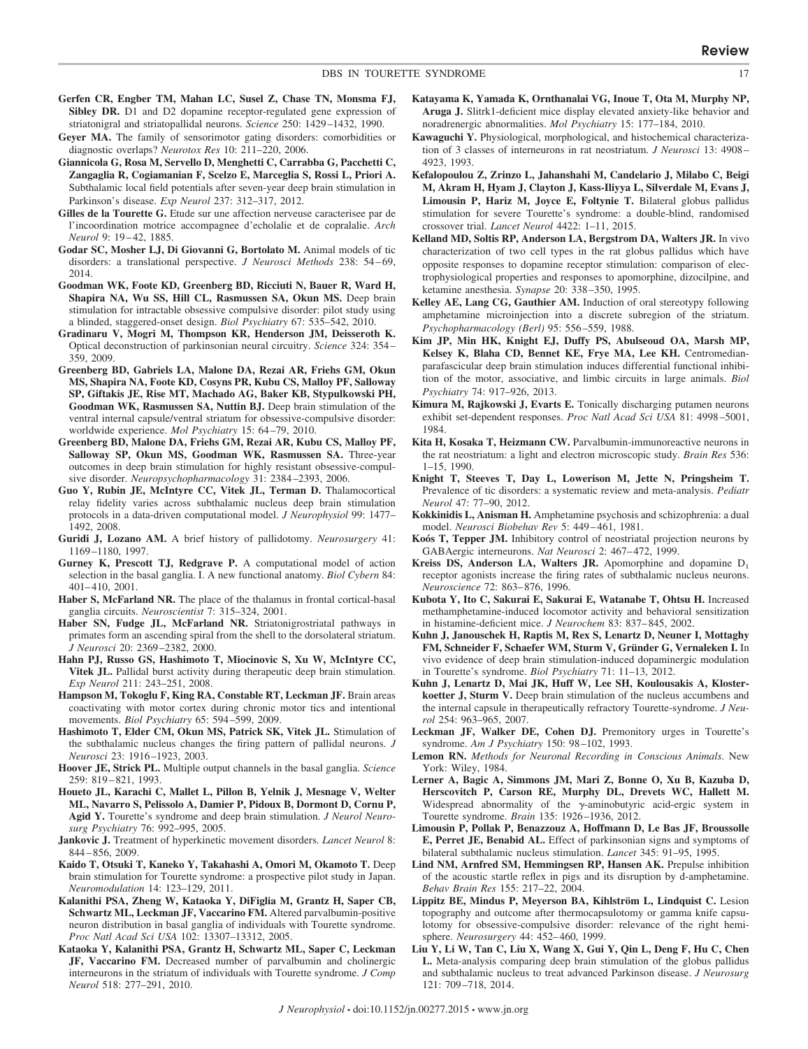**Gerfen CR, Engber TM, Mahan LC, Susel Z, Chase TN, Monsma FJ, Sibley DR.** D1 and D2 dopamine receptor-regulated gene expression of striatonigral and striatopallidal neurons. *Science* 250: 1429–1432, 1990.

**Geyer MA.** The family of sensorimotor gating disorders: comorbidities or diagnostic overlaps? *Neurotox Res* 10: 211–220, 2006.

**Giannicola G, Rosa M, Servello D, Menghetti C, Carrabba G, Pacchetti C, Zangaglia R, Cogiamanian F, Scelzo E, Marceglia S, Rossi L, Priori A.** Subthalamic local field potentials after seven-year deep brain stimulation in Parkinson's disease. *Exp Neurol* 237: 312–317, 2012.

**Gilles de la Tourette G.** Etude sur une affection nerveuse caracterisee par de l'incoordination motrice accompagnee d'echolalie et de copralalie. *Arch Neurol* 9: 19–42, 1885.

**Godar SC, Mosher LJ, Di Giovanni G, Bortolato M.** Animal models of tic disorders: a translational perspective. *J Neurosci Methods* 238: 54–69, 2014.

**Goodman WK, Foote KD, Greenberg BD, Ricciuti N, Bauer R, Ward H, Shapira NA, Wu SS, Hill CL, Rasmussen SA, Okun MS.** Deep brain stimulation for intractable obsessive compulsive disorder: pilot study using a blinded, staggered-onset design. *Biol Psychiatry* 67: 535–542, 2010.

**Gradinaru V, Mogri M, Thompson KR, Henderson JM, Deisseroth K.** Optical deconstruction of parkinsonian neural circuitry. *Science* 324: 354–359, 2009.

**Greenberg BD, Gabriels LA, Malone DA, Rezai AR, Friehs GM, Okun MS, Shapira NA, Foote KD, Cosyns PR, Kubu CS, Malloy PF, Salloway SP, Giftakis JE, Rise MT, Machado AG, Baker KB, Stypulkowski PH, Goodman WK, Rasmussen SA, Nuttin BJ.** Deep brain stimulation of the ventral internal capsule/ventral striatum for obsessive-compulsive disorder: worldwide experience. *Mol Psychiatry* 15: 64–79, 2010.

**Greenberg BD, Malone DA, Friehs GM, Rezai AR, Kubu CS, Malloy PF, Salloway SP, Okun MS, Goodman WK, Rasmussen SA.** Three-year outcomes in deep brain stimulation for highly resistant obsessive-compulsive disorder. *Neuropsychopharmacology* 31: 2384–2393, 2006.

**Guo Y, Rubin JE, McIntyre CC, Vitek JL, Terman D.** Thalamocortical relay fidelity varies across subthalamic nucleus deep brain stimulation protocols in a data-driven computational model. *J Neurophysiol* 99: 1477–1492, 2008.

**Guridi J, Lozano AM.** A brief history of pallidotomy. *Neurosurgery* 41: 1169–1180, 1997.

**Gurney K, Prescott TJ, Redgrave P.** A computational model of action selection in the basal ganglia. I. A new functional anatomy. *Biol Cybern* 84: 401–410, 2001.

**Haber S, McFarland NR.** The place of the thalamus in frontal cortical-basal ganglia circuits. *Neuroscientist* 7: 315–324, 2001.

**Haber SN, Fudge JL, McFarland NR.** Striatonigrostriatal pathways in primates form an ascending spiral from the shell to the dorsolateral striatum. *J Neurosci* 20: 2369–2382, 2000.

**Hahn PJ, Russo GS, Hashimoto T, Miocinovic S, Xu W, McIntyre CC, Vitek JL.** Pallidal burst activity during therapeutic deep brain stimulation. *Exp Neurol* 211: 243–251, 2008.

**Hampson M, Tokoglu F, King RA, Constable RT, Leckman JF.** Brain areas coactivating with motor cortex during chronic motor tics and intentional movements. *Biol Psychiatry* 65: 594–599, 2009.

**Hashimoto T, Elder CM, Okun MS, Patrick SK, Vitek JL.** Stimulation of the subthalamic nucleus changes the firing pattern of pallidal neurons. *J Neurosci* 23: 1916–1923, 2003.

**Hoover JE, Strick PL.** Multiple output channels in the basal ganglia. *Science* 259: 819–821, 1993.

**Houeto JL, Karachi C, Mallet L, Pillon B, Yelnik J, Mesnage V, Welter ML, Navarro S, Pelissolo A, Damier P, Pidoux B, Dormont D, Cornu P, Agid Y.** Tourette's syndrome and deep brain stimulation. *J Neurol Neurosurg Psychiatry* 76: 992–995, 2005.

**Jankovic J.** Treatment of hyperkinetic movement disorders. *Lancet Neurol* 8: 844–856, 2009.

**Kaido T, Otsuki T, Kaneko Y, Takahashi A, Omori M, Okamoto T.** Deep brain stimulation for Tourette syndrome: a prospective pilot study in Japan. *Neuromodulation* 14: 123–129, 2011.

**Kalanithi PSA, Zheng W, Kataoka Y, DiFiglia M, Grantz H, Saper CB, Schwartz ML, Leckman JF, Vaccarino FM.** Altered parvalbumin-positive neuron distribution in basal ganglia of individuals with Tourette syndrome. *Proc Natl Acad Sci USA* 102: 13307–13312, 2005.

**Kataoka Y, Kalanithi PSA, Grantz H, Schwartz ML, Saper C, Leckman JF, Vaccarino FM.** Decreased number of parvalbumin and cholinergic interneurons in the striatum of individuals with Tourette syndrome. *J Comp Neurol* 518: 277–291, 2010.

**Katayama K, Yamada K, Ornthanalai VG, Inoue T, Ota M, Murphy NP, Aruga J.** Slitrk1-deficient mice display elevated anxiety-like behavior and noradrenergic abnormalities. *Mol Psychiatry* 15: 177–184, 2010.

**Kawaguchi Y.** Physiological, morphological, and histochemical characterization of 3 classes of interneurons in rat neostriatum. *J Neurosci* 13: 4908–4923, 1993.

**Kefalopoulou Z, Zrinzo L, Jahanshahi M, Candelario J, Milabo C, Beigi M, Akram H, Hyam J, Clayton J, Kass-Iliyya L, Silverdale M, Evans J, Limousin P, Hariz M, Joyce E, Foltynie T.** Bilateral globus pallidus stimulation for severe Tourette's syndrome: a double-blind, randomised crossover trial. *Lancet Neurol* 4422: 1–11, 2015.

**Kelland MD, Soltis RP, Anderson LA, Bergstrom DA, Walters JR.** In vivo characterization of two cell types in the rat globus pallidus which have opposite responses to dopamine receptor stimulation: comparison of electrophysiological properties and responses to apomorphine, dizocilpine, and ketamine anesthesia. *Synapse* 20: 338–350, 1995.

**Kelley AE, Lang CG, Gauthier AM.** Induction of oral stereotypy following amphetamine microinjection into a discrete subregion of the striatum. *Psychopharmacology (Berl)* 95: 556–559, 1988.

**Kim JP, Min HK, Knight EJ, Duffy PS, Abulseoud OA, Marsh MP, Kelsey K, Blaha CD, Bennet KE, Frye MA, Lee KH.** Centromedian-parafascicular deep brain stimulation induces differential functional inhibition of the motor, associative, and limbic circuits in large animals. *Biol Psychiatry* 74: 917–926, 2013.

**Kimura M, Rajkowski J, Evarts E.** Tonically discharging putamen neurons exhibit set-dependent responses. *Proc Natl Acad Sci USA* 81: 4998–5001, 1984.

**Kita H, Kosaka T, Heizmann CW.** Parvalbumin-immunoreactive neurons in the rat neostriatum: a light and electron microscopic study. *Brain Res* 536: 1–15, 1990.

**Knight T, Steeves T, Day L, Lowerison M, Jette N, Pringsheim T.** Prevalence of tic disorders: a systematic review and meta-analysis. *Pediatr Neurol* 47: 77–90, 2012.

**Kokkinidis L, Anisman H.** Amphetamine psychosis and schizophrenia: a dual model. *Neurosci Biobehav Rev* 5: 449–461, 1981.

**Koós T, Tepper JM.** Inhibitory control of neostriatal projection neurons by GABAergic interneurons. *Nat Neurosci* 2: 467–472, 1999.

**Kreiss DS, Anderson LA, Walters JR.** Apomorphine and dopamine $D_1$ receptor agonists increase the firing rates of subthalamic nucleus neurons. *Neuroscience* 72: 863–876, 1996.

**Kubota Y, Ito C, Sakurai E, Sakurai E, Watanabe T, Ohtsu H.** Increased methamphetamine-induced locomotor activity and behavioral sensitization in histamine-deficient mice. *J Neurochem* 83: 837–845, 2002.

**Kuhn J, Janouschek H, Raptis M, Rex S, Lenartz D, Neuner I, Mottaghy FM, Schneider F, Schaefer WM, Sturm V, Gründer G, Vernaleken I.** In vivo evidence of deep brain stimulation-induced dopaminergic modulation in Tourette's syndrome. *Biol Psychiatry* 71: 11–13, 2012.

**Kuhn J, Lenartz D, Mai JK, Huff W, Lee SH, Koulousakis A, Klosterkoetter J, Sturm V.** Deep brain stimulation of the nucleus accumbens and the internal capsule in therapeutically refractory Tourette-syndrome. *J Neurol* 254: 963–965, 2007.

**Leckman JF, Walker DE, Cohen DJ.** Premonitory urges in Tourette's syndrome. *Am J Psychiatry* 150: 98–102, 1993.

**Lemon RN.** *Methods for Neuronal Recording in Conscious Animals*. New York: Wiley, 1984.

**Lerner A, Bagic A, Simmons JM, Mari Z, Bonne O, Xu B, Kazuba D, Herscovitch P, Carson RE, Murphy DL, Drevets WC, Hallett M.** Widespread abnormality of the $\gamma$-aminobutyric acid-ergic system in Tourette syndrome. *Brain* 135: 1926–1936, 2012.

**Limousin P, Pollak P, Benazzouz A, Hoffmann D, Le Bas JF, Broussolle E, Perret JE, Benabid AL.** Effect of parkinsonian signs and symptoms of bilateral subthalamic nucleus stimulation. *Lancet* 345: 91–95, 1995.

**Lind NM, Arnfred SM, Hemmingsen RP, Hansen AK.** Prepulse inhibition of the acoustic startle reflex in pigs and its disruption by d-amphetamine. *Behav Brain Res* 155: 217–22, 2004.

**Lippitz BE, Mindus P, Meyerson BA, Kihlström L, Lindquist C.** Lesion topography and outcome after thermocapsulotomy or gamma knife capsulotomy for obsessive-compulsive disorder: relevance of the right hemisphere. *Neurosurgery* 44: 452–460, 1999.

**Liu Y, Li W, Tan C, Liu X, Wang X, Gui Y, Qin L, Deng F, Hu C, Chen L.** Meta-analysis comparing deep brain stimulation of the globus pallidus and subthalamic nucleus to treat advanced Parkinson disease. *J Neurosurg* 121: 709–718, 2014.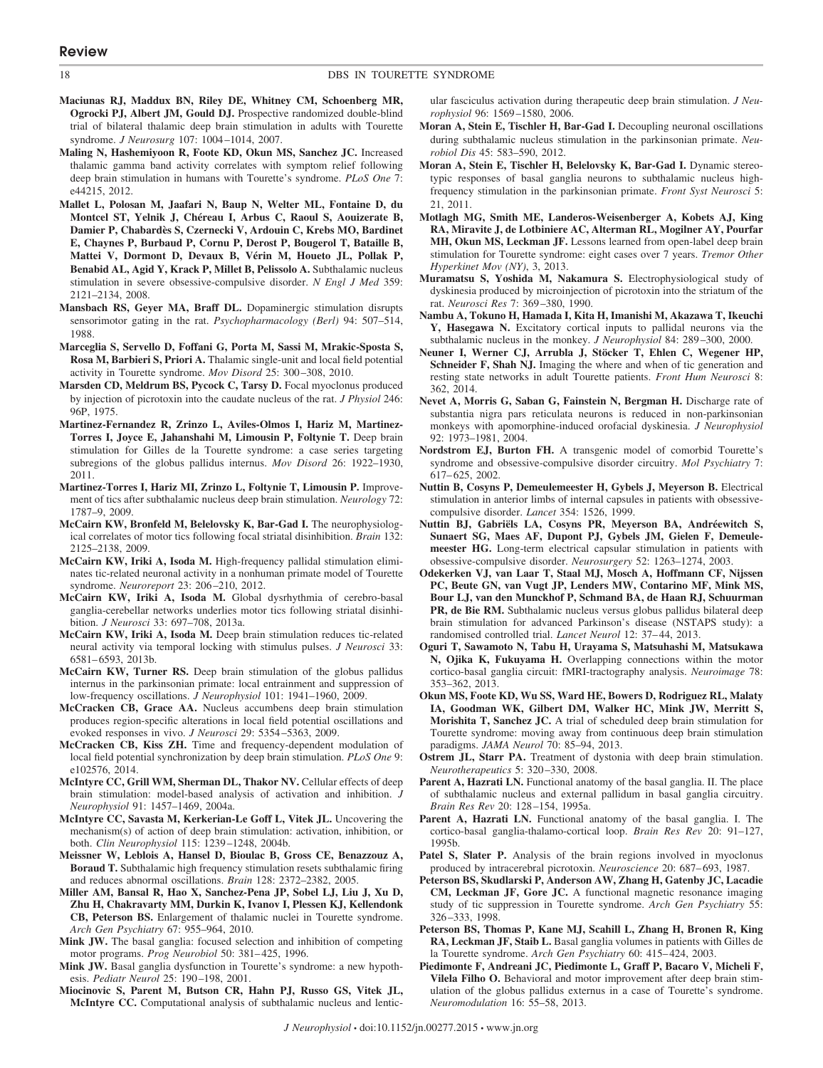**Maciunas RJ, Maddux BN, Riley DE, Whitney CM, Schoenberg MR, Ogrocki PJ, Albert JM, Gould DJ.** Prospective randomized double-blind trial of bilateral thalamic deep brain stimulation in adults with Tourette syndrome. *J Neurosurg* 107: 1004–1014, 2007.

**Maling N, Hashemiyoon R, Foote KD, Okun MS, Sanchez JC.** Increased thalamic gamma band activity correlates with symptom relief following deep brain stimulation in humans with Tourette's syndrome. *PLoS One* 7: e44215, 2012.

**Mallet L, Polosan M, Jaafari N, Baup N, Welter ML, Fontaine D, du Montcel ST, Yelnik J, Chéreau I, Arbus C, Raoul S, Aouizerate B, Damier P, Chabardès S, Czernecki V, Ardouin C, Krebs MO, Bardinet E, Chaynes P, Burbaud P, Cornu P, Derost P, Bougerol T, Bataille B, Mattei V, Dormont D, Devaux B, Vérin M, Houeto JL, Pollak P, Benabid AL, Agid Y, Krack P, Millet B, Pelissolo A.** Subthalamic nucleus stimulation in severe obsessive-compulsive disorder. *N Engl J Med* 359: 2121–2134, 2008.

**Mansbach RS, Geyer MA, Braff DL.** Dopaminergic stimulation disrupts sensorimotor gating in the rat. *Psychopharmacology (Berl)* 94: 507–514, 1988.

**Marceglia S, Servello D, Foffani G, Porta M, Sassi M, Mrakic-Sposta S, Rosa M, Barbieri S, Priori A.** Thalamic single-unit and local field potential activity in Tourette syndrome. *Mov Disord* 25: 300–308, 2010.

**Marsden CD, Meldrum BS, Pycock C, Tarsy D.** Focal myoclonus produced by injection of picrotoxin into the caudate nucleus of the rat. *J Physiol* 246: 96P, 1975.

**Martinez-Fernandez R, Zrinzo L, Aviles-Olmos I, Hariz M, Martinez-Torres I, Joyce E, Jahanshahi M, Limousin P, Foltynie T.** Deep brain stimulation for Gilles de la Tourette syndrome: a case series targeting subregions of the globus pallidus internus. *Mov Disord* 26: 1922–1930, 2011.

**Martinez-Torres I, Hariz MI, Zrinzo L, Foltynie T, Limousin P.** Improvement of tics after subthalamic nucleus deep brain stimulation. *Neurology* 72: 1787–9, 2009.

**McCairn KW, Bronfeld M, Belelovsky K, Bar-Gad I.** The neurophysiological correlates of motor tics following focal striatal disinhibition. *Brain* 132: 2125–2138, 2009.

**McCairn KW, Iriki A, Isoda M.** High-frequency pallidal stimulation eliminates tic-related neuronal activity in a nonhuman primate model of Tourette syndrome. *Neuroreport* 23: 206–210, 2012.

**McCairn KW, Iriki A, Isoda M.** Global dysrhythmia of cerebro-basal ganglia-cerebellar networks underlies motor tics following striatal disinhibition. *J Neurosci* 33: 697–708, 2013a.

**McCairn KW, Iriki A, Isoda M.** Deep brain stimulation reduces tic-related neural activity via temporal locking with stimulus pulses. *J Neurosci* 33: 6581–6593, 2013b.

**McCairn KW, Turner RS.** Deep brain stimulation of the globus pallidus internus in the parkinsonian primate: local entrainment and suppression of low-frequency oscillations. *J Neurophysiol* 101: 1941–1960, 2009.

**McCracken CB, Grace AA.** Nucleus accumbens deep brain stimulation produces region-specific alterations in local field potential oscillations and evoked responses in vivo. *J Neurosci* 29: 5354–5363, 2009.

**McCracken CB, Kiss ZH.** Time and frequency-dependent modulation of local field potential synchronization by deep brain stimulation. *PLoS One* 9: e102576, 2014.

**McIntyre CC, Grill WM, Sherman DL, Thakor NV.** Cellular effects of deep brain stimulation: model-based analysis of activation and inhibition. *J Neurophysiol* 91: 1457–1469, 2004a.

**McIntyre CC, Savasta M, Kerkerian-Le Goff L, Vitek JL.** Uncovering the mechanism(s) of action of deep brain stimulation: activation, inhibition, or both. *Clin Neurophysiol* 115: 1239–1248, 2004b.

**Meissner W, Leblois A, Hansel D, Bioulac B, Gross CE, Benazzouz A, Boraud T.** Subthalamic high frequency stimulation resets subthalamic firing and reduces abnormal oscillations. *Brain* 128: 2372–2382, 2005.

**Miller AM, Bansal R, Hao X, Sanchez-Pena JP, Sobel LJ, Liu J, Xu D, Zhu H, Chakravarty MM, Durkin K, Ivanov I, Plessen KJ, Kellendonk CB, Peterson BS.** Enlargement of thalamic nuclei in Tourette syndrome. *Arch Gen Psychiatry* 67: 955–964, 2010.

**Mink JW.** The basal ganglia: focused selection and inhibition of competing motor programs. *Prog Neurobiol* 50: 381–425, 1996.

**Mink JW.** Basal ganglia dysfunction in Tourette's syndrome: a new hypothesis. *Pediatr Neurol* 25: 190–198, 2001.

**Miocinovic S, Parent M, Butson CR, Hahn PJ, Russo GS, Vitek JL, McIntyre CC.** Computational analysis of subthalamic nucleus and lenticular fasciculus activation during therapeutic deep brain stimulation. *J Neurophysiol* 96: 1569–1580, 2006.

**Moran A, Stein E, Tischler H, Bar-Gad I.** Decoupling neuronal oscillations during subthalamic nucleus stimulation in the parkinsonian primate. *Neurobiol Dis* 45: 583–590, 2012.

**Moran A, Stein E, Tischler H, Belelovsky K, Bar-Gad I.** Dynamic stereotypic responses of basal ganglia neurons to subthalamic nucleus high-frequency stimulation in the parkinsonian primate. *Front Syst Neurosci* 5: 21, 2011.

**Motlagh MG, Smith ME, Landeros-Weisenberger A, Kobets AJ, King RA, Miravite J, de Lotbiniere AC, Alterman RL, Mogilner AY, Pourfar MH, Okun MS, Leckman JF.** Lessons learned from open-label deep brain stimulation for Tourette syndrome: eight cases over 7 years. *Tremor Other Hyperkinet Mov (NY)*, 3, 2013.

**Muramatsu S, Yoshida M, Nakamura S.** Electrophysiological study of dyskinesia produced by microinjection of picrotoxin into the striatum of the rat. *Neurosci Res* 7: 369–380, 1990.

**Nambu A, Tokuno H, Hamada I, Kita H, Imanishi M, Akazawa T, Ikeuchi Y, Hasegawa N.** Excitatory cortical inputs to pallidal neurons via the subthalamic nucleus in the monkey. *J Neurophysiol* 84: 289–300, 2000.

**Neuner I, Werner CJ, Arrubla J, Stöcker T, Ehlen C, Wegener HP, Schneider F, Shah NJ.** Imaging the where and when of tic generation and resting state networks in adult Tourette patients. *Front Hum Neurosci* 8: 362, 2014.

**Nevet A, Morris G, Saban G, Fainstein N, Bergman H.** Discharge rate of substantia nigra pars reticulata neurons is reduced in non-parkinsonian monkeys with apomorphine-induced orofacial dyskinesia. *J Neurophysiol* 92: 1973–1981, 2004.

**Nordstrom EJ, Burton FH.** A transgenic model of comorbid Tourette's syndrome and obsessive-compulsive disorder circuitry. *Mol Psychiatry* 7: 617–625, 2002.

**Nuttin B, Cosyns P, Demeulemeester H, Gybels J, Meyerson B.** Electrical stimulation in anterior limbs of internal capsules in patients with obsessive-compulsive disorder. *Lancet* 354: 1526, 1999.

**Nuttin BJ, Gabriëls LA, Cosyns PR, Meyerson BA, Andréewitch S, Sunaert SG, Maes AF, Dupont PJ, Gybels JM, Gielen F, Demeulemeester HG.** Long-term electrical capsular stimulation in patients with obsessive-compulsive disorder. *Neurosurgery* 52: 1263–1274, 2003.

**Odekerken VJ, van Laar T, Staal MJ, Mosch A, Hoffmann CF, Nijssen PC, Beute GN, van Vugt JP, Lenders MW, Contarino MF, Mink MS, Bour LJ, van den Munckhof P, Schmand BA, de Haan RJ, Schuurman PR, de Bie RM.** Subthalamic nucleus versus globus pallidus bilateral deep brain stimulation for advanced Parkinson's disease (NSTAPS study): a randomised controlled trial. *Lancet Neurol* 12: 37–44, 2013.

**Oguri T, Sawamoto N, Tabu H, Urayama S, Matsuhashi M, Matsukawa N, Ojika K, Fukuyama H.** Overlapping connections within the motor cortico-basal ganglia circuit: fMRI-tractography analysis. *Neuroimage* 78: 353–362, 2013.

**Okun MS, Foote KD, Wu SS, Ward HE, Bowers D, Rodriguez RL, Malaty IA, Goodman WK, Gilbert DM, Walker HC, Mink JW, Merritt S, Morishita T, Sanchez JC.** A trial of scheduled deep brain stimulation for Tourette syndrome: moving away from continuous deep brain stimulation paradigms. *JAMA Neurol* 70: 85–94, 2013.

**Ostrem JL, Starr PA.** Treatment of dystonia with deep brain stimulation. *Neurotherapeutics* 5: 320–330, 2008.

**Parent A, Hazrati LN.** Functional anatomy of the basal ganglia. II. The place of subthalamic nucleus and external pallidum in basal ganglia circuitry. *Brain Res Rev* 20: 128–154, 1995a.

**Parent A, Hazrati LN.** Functional anatomy of the basal ganglia. I. The cortico-basal ganglia-thalamo-cortical loop. *Brain Res Rev* 20: 91–127, 1995b.

**Patel S, Slater P.** Analysis of the brain regions involved in myoclonus produced by intracerebral picrotoxin. *Neuroscience* 20: 687–693, 1987.

**Peterson BS, Skudlarski P, Anderson AW, Zhang H, Gatenby JC, Lacadie CM, Leckman JF, Gore JC.** A functional magnetic resonance imaging study of tic suppression in Tourette syndrome. *Arch Gen Psychiatry* 55: 326–333, 1998.

**Peterson BS, Thomas P, Kane MJ, Scahill L, Zhang H, Bronen R, King RA, Leckman JF, Staib L.** Basal ganglia volumes in patients with Gilles de la Tourette syndrome. *Arch Gen Psychiatry* 60: 415–424, 2003.

**Piedimonte F, Andreani JC, Piedimonte L, Graff P, Bacaro V, Micheli F, Vilela Filho O.** Behavioral and motor improvement after deep brain stimulation of the globus pallidus externus in a case of Tourette's syndrome. *Neuromodulation* 16: 55–58, 2013.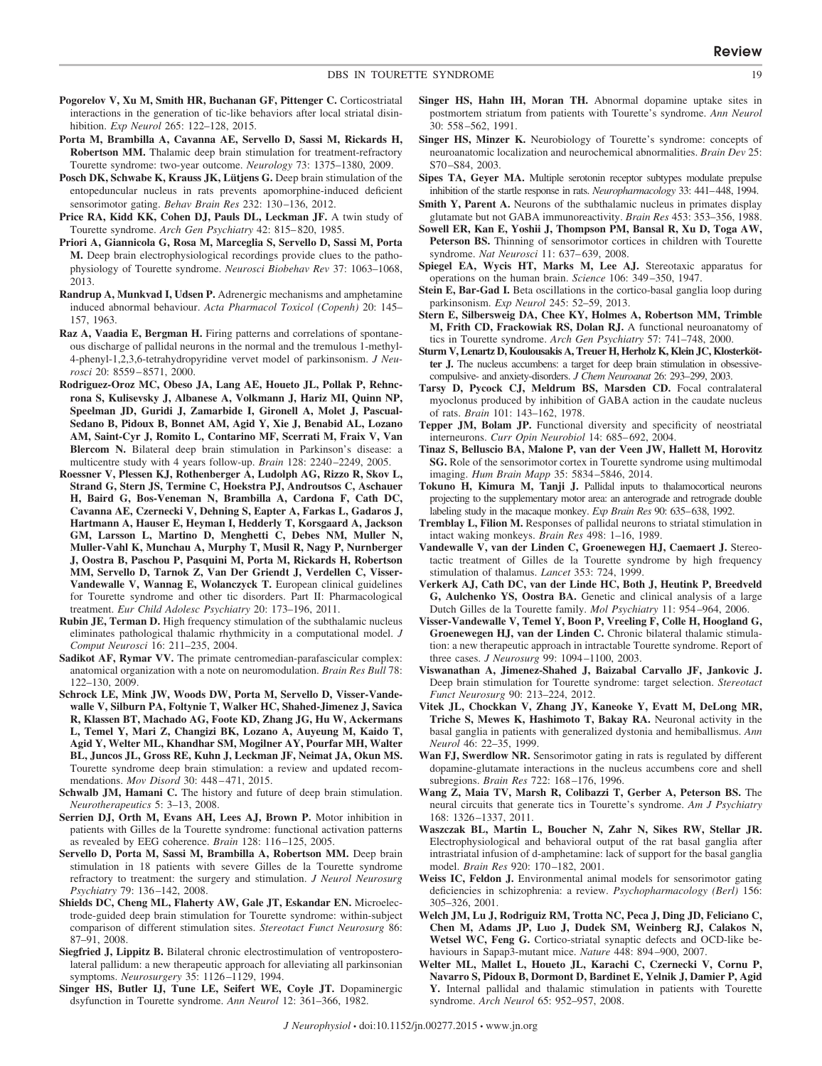**Pogorelov V, Xu M, Smith HR, Buchanan GF, Pittenger C.** Corticostriatal interactions in the generation of tic-like behaviors after local striatal disinhibition. *Exp Neurol* 265: 122–128, 2015.

**Porta M, Brambilla A, Cavanna AE, Servello D, Sassi M, Rickards H, Robertson MM.** Thalamic deep brain stimulation for treatment-refractory Tourette syndrome: two-year outcome. *Neurology* 73: 1375–1380, 2009.

**Posch DK, Schwabe K, Krauss JK, Lütjens G.** Deep brain stimulation of the entopeduncular nucleus in rats prevents apomorphine-induced deficient sensorimotor gating. *Behav Brain Res* 232: 130–136, 2012.

**Price RA, Kidd KK, Cohen DJ, Pauls DL, Leckman JF.** A twin study of Tourette syndrome. *Arch Gen Psychiatry* 42: 815–820, 1985.

**Priori A, Giannicola G, Rosa M, Marceglia S, Servello D, Sassi M, Porta M.** Deep brain electrophysiological recordings provide clues to the pathophysiology of Tourette syndrome. *Neurosci Biobehav Rev* 37: 1063–1068, 2013.

**Randrup A, Munkvad I, Udsen P.** Adrenergic mechanisms and amphetamine induced abnormal behaviour. *Acta Pharmacol Toxicol (Copenh)* 20: 145–157, 1963.

**Raz A, Vaadia E, Bergman H.** Firing patterns and correlations of spontaneous discharge of pallidal neurons in the normal and the tremulous 1-methyl-4-phenyl-1,2,3,6-tetrahydropyridine vervet model of parkinsonism. *J Neurosci* 20: 8559–8571, 2000.

**Rodriguez-Oroz MC, Obeso JA, Lang AE, Houeto JL, Pollak P, Rehncrona S, Kulisevsky J, Albanese A, Volkmann J, Hariz MI, Quinn NP, Speelman JD, Guridi J, Zamarbide I, Gironell A, Molet J, Pascual-Sedano B, Pidoux B, Bonnet AM, Agid Y, Xie J, Benabid AL, Lozano AM, Saint-Cyr J, Romito L, Contarino MF, Scerrati M, Fraix V, Van Blercom N.** Bilateral deep brain stimulation in Parkinson's disease: a multicentre study with 4 years follow-up. *Brain* 128: 2240–2249, 2005.

**Roessner V, Plessen KJ, Rothenberger A, Ludolph AG, Rizzo R, Skov L, Strand G, Stern JS, Termine C, Hoekstra PJ, Androutsos C, Aschauer H, Baird G, Bos-Veneman N, Brambilla A, Cardona F, Cath DC, Cavanna AE, Czernecki V, Dehning S, Eapter A, Farkas L, Gadaros J, Hartmann A, Hauser E, Heyman I, Hedderly T, Korsgaard A, Jackson GM, Larsson L, Martino D, Menghetti C, Debes NM, Muller N, Muller-Vahl K, Munchau A, Murphy T, Musil R, Nagy P, Nurnberger J, Oostra B, Paschou P, Pasquini M, Porta M, Rickards H, Robertson MM, Servello D, Tarnok Z, Van Der Griendt J, Verdellen C, Visser-Vandewalle V, Wannag E, Wolanczyck T.** European clinical guidelines for Tourette syndrome and other tic disorders. Part II: Pharmacological treatment. *Eur Child Adolesc Psychiatry* 20: 173–196, 2011.

**Rubin JE, Terman D.** High frequency stimulation of the subthalamic nucleus eliminates pathological thalamic rhythmicity in a computational model. *J Comput Neurosci* 16: 211–235, 2004.

**Sadikot AF, Rymar VV.** The primate centromedian-parafascicular complex: anatomical organization with a note on neuromodulation. *Brain Res Bull* 78: 122–130, 2009.

**Schrock LE, Mink JW, Woods DW, Porta M, Servello D, Visser-Vandewalle V, Silburn PA, Foltynie T, Walker HC, Shahed-Jimenez J, Savica R, Klassen BT, Machado AG, Foote KD, Zhang JG, Hu W, Ackermans L, Temel Y, Mari Z, Changizi BK, Lozano A, Auyeung M, Kaido T, Agid Y, Welter ML, Khandhar SM, Mogilner AY, Pourfar MH, Walter BL, Juncos JL, Gross RE, Kuhn J, Leckman JF, Neimat JA, Okun MS.** Tourette syndrome deep brain stimulation: a review and updated recommendations. *Mov Disord* 30: 448–471, 2015.

**Schwalb JM, Hamani C.** The history and future of deep brain stimulation. *Neurotherapeutics* 5: 3–13, 2008.

**Serrien DJ, Orth M, Evans AH, Lees AJ, Brown P.** Motor inhibition in patients with Gilles de la Tourette syndrome: functional activation patterns as revealed by EEG coherence. *Brain* 128: 116–125, 2005.

**Servello D, Porta M, Sassi M, Brambilla A, Robertson MM.** Deep brain stimulation in 18 patients with severe Gilles de la Tourette syndrome refractory to treatment: the surgery and stimulation. *J Neurol Neurosurg Psychiatry* 79: 136–142, 2008.

**Shields DC, Cheng ML, Flaherty AW, Gale JT, Eskandar EN.** Microelectrode-guided deep brain stimulation for Tourette syndrome: within-subject comparison of different stimulation sites. *Stereotact Funct Neurosurg* 86: 87–91, 2008.

**Siegfried J, Lippitz B.** Bilateral chronic electrostimulation of ventroposterolateral pallidum: a new therapeutic approach for alleviating all parkinsonian symptoms. *Neurosurgery* 35: 1126–1129, 1994.

**Singer HS, Butler IJ, Tune LE, Seifert WE, Coyle JT.** Dopaminergic dsyfunction in Tourette syndrome. *Ann Neurol* 12: 361–366, 1982.

**Singer HS, Hahn IH, Moran TH.** Abnormal dopamine uptake sites in postmortem striatum from patients with Tourette's syndrome. *Ann Neurol* 30: 558–562, 1991.

**Singer HS, Minzer K.** Neurobiology of Tourette's syndrome: concepts of neuroanatomic localization and neurochemical abnormalities. *Brain Dev* 25: S70–S84, 2003.

**Sipes TA, Geyer MA.** Multiple serotonin receptor subtypes modulate prepulse inhibition of the startle response in rats. *Neuropharmacology* 33: 441–448, 1994.

**Smith Y, Parent A.** Neurons of the subthalamic nucleus in primates display glutamate but not GABA immunoreactivity. *Brain Res* 453: 353–356, 1988.

**Sowell ER, Kan E, Yoshii J, Thompson PM, Bansal R, Xu D, Toga AW, Peterson BS.** Thinning of sensorimotor cortices in children with Tourette syndrome. *Nat Neurosci* 11: 637–639, 2008.

**Spiegel EA, Wycis HT, Marks M, Lee AJ.** Stereotaxic apparatus for operations on the human brain. *Science* 106: 349–350, 1947.

**Stein E, Bar-Gad I.** Beta oscillations in the cortico-basal ganglia loop during parkinsonism. *Exp Neurol* 245: 52–59, 2013.

**Stern E, Silbersweig DA, Chee KY, Holmes A, Robertson MM, Trimble M, Frith CD, Frackowiak RS, Dolan RJ.** A functional neuroanatomy of tics in Tourette syndrome. *Arch Gen Psychiatry* 57: 741–748, 2000.

**Sturm V, Lenartz D, Koulousakis A, Treuer H, Herholz K, Klein JC, Klosterkötter J.** The nucleus accumbens: a target for deep brain stimulation in obsessive-compulsive- and anxiety-disorders. *J Chem Neuroanat* 26: 293–299, 2003.

**Tarsy D, Pycock CJ, Meldrum BS, Marsden CD.** Focal contralateral myoclonus produced by inhibition of GABA action in the caudate nucleus of rats. *Brain* 101: 143–162, 1978.

**Tepper JM, Bolam JP.** Functional diversity and specificity of neostriatal interneurons. *Curr Opin Neurobiol* 14: 685–692, 2004.

**Tinaz S, Belluscio BA, Malone P, van der Veen JW, Hallett M, Horovitz SG.** Role of the sensorimotor cortex in Tourette syndrome using multimodal imaging. *Hum Brain Mapp* 35: 5834–5846, 2014.

**Tokuno H, Kimura M, Tanji J.** Pallidal inputs to thalamocortical neurons projecting to the supplementary motor area: an anterograde and retrograde double labeling study in the macaque monkey. *Exp Brain Res* 90: 635–638, 1992.

**Tremblay L, Filion M.** Responses of pallidal neurons to striatal stimulation in intact waking monkeys. *Brain Res* 498: 1–16, 1989.

**Vandewalle V, van der Linden C, Groenewegen HJ, Caemaert J.** Stereotactic treatment of Gilles de la Tourette syndrome by high frequency stimulation of thalamus. *Lancet* 353: 724, 1999.

**Verkerk AJ, Cath DC, van der Linde HC, Both J, Heutink P, Breedveld G, Aulchenko YS, Oostra BA.** Genetic and clinical analysis of a large Dutch Gilles de la Tourette family. *Mol Psychiatry* 11: 954–964, 2006.

**Visser-Vandewalle V, Temel Y, Boon P, Vreeling F, Colle H, Hoogland G, Groenewegen HJ, van der Linden C.** Chronic bilateral thalamic stimulation: a new therapeutic approach in intractable Tourette syndrome. Report of three cases. *J Neurosurg* 99: 1094–1100, 2003.

**Viswanathan A, Jimenez-Shahed J, Baizabal Carvallo JF, Jankovic J.** Deep brain stimulation for Tourette syndrome: target selection. *Stereotact Funct Neurosurg* 90: 213–224, 2012.

**Vitek JL, Chockkan V, Zhang JY, Kaneoke Y, Evatt M, DeLong MR, Triche S, Mewes K, Hashimoto T, Bakay RA.** Neuronal activity in the basal ganglia in patients with generalized dystonia and hemiballismus. *Ann Neurol* 46: 22–35, 1999.

**Wan FJ, Swerdlow NR.** Sensorimotor gating in rats is regulated by different dopamine-glutamate interactions in the nucleus accumbens core and shell subregions. *Brain Res* 722: 168–176, 1996.

**Wang Z, Maia TV, Marsh R, Colibazzi T, Gerber A, Peterson BS.** The neural circuits that generate tics in Tourette's syndrome. *Am J Psychiatry* 168: 1326–1337, 2011.

**Waszczak BL, Martin L, Boucher N, Zahr N, Sikes RW, Stellar JR.** Electrophysiological and behavioral output of the rat basal ganglia after intrastriatal infusion of d-amphetamine: lack of support for the basal ganglia model. *Brain Res* 920: 170–182, 2001.

**Weiss IC, Feldon J.** Environmental animal models for sensorimotor gating deficiencies in schizophrenia: a review. *Psychopharmacology (Berl)* 156: 305–326, 2001.

**Welch JM, Lu J, Rodriguiz RM, Trotta NC, Peca J, Ding JD, Feliciano C, Chen M, Adams JP, Luo J, Dudek SM, Weinberg RJ, Calakos N, Wetsel WC, Feng G.** Cortico-striatal synaptic defects and OCD-like behaviours in Sapap3-mutant mice. *Nature* 448: 894–900, 2007.

**Welter ML, Mallet L, Houeto JL, Karachi C, Czernecki V, Cornu P, Navarro S, Pidoux B, Dormont D, Bardinet E, Yelnik J, Damier P, Agid Y.** Internal pallidal and thalamic stimulation in patients with Tourette syndrome. *Arch Neurol* 65: 952–957, 2008.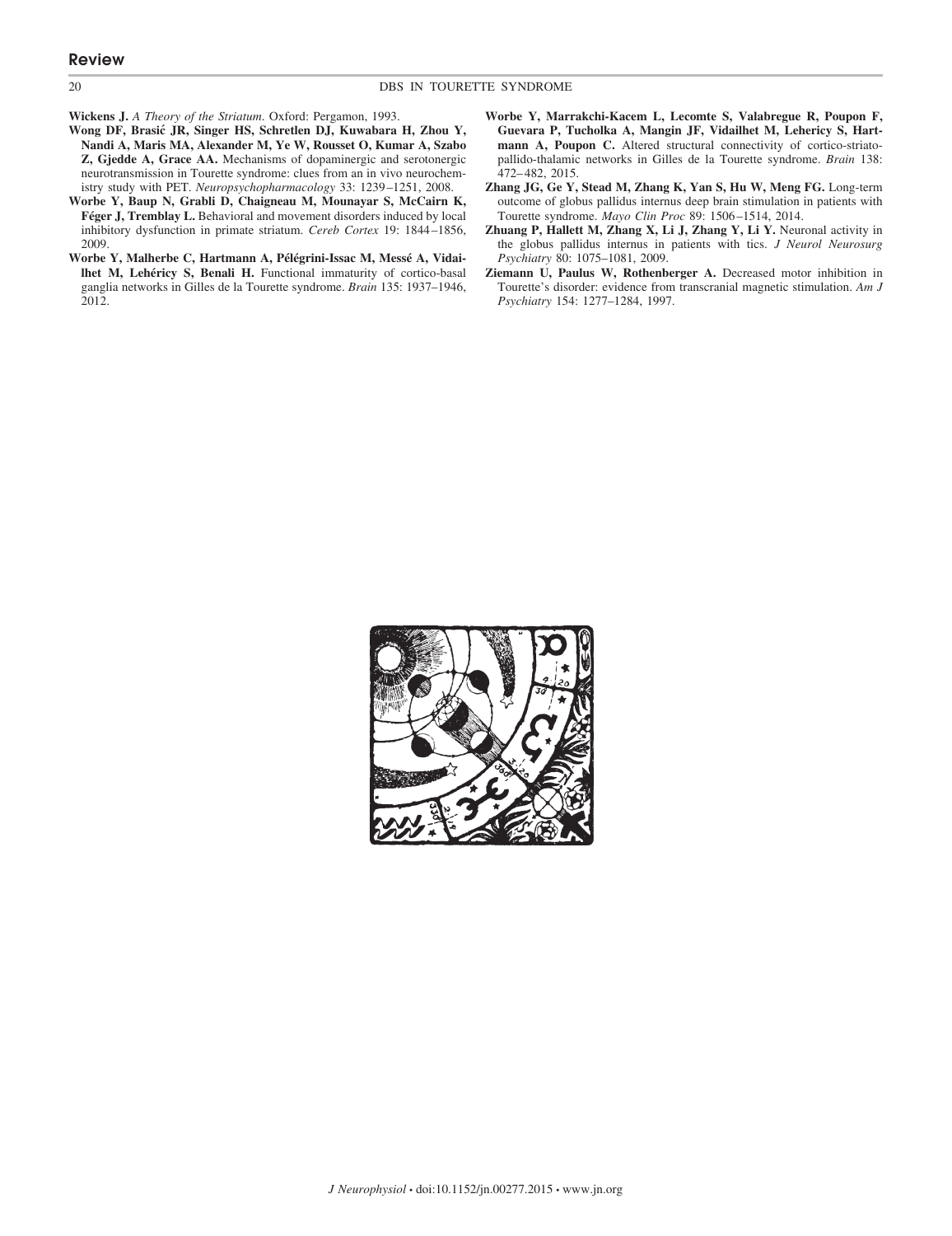**Wickens J.** *A Theory of the Striatum*. Oxford: Pergamon, 1993.

**Wong DF, Brasić JR, Singer HS, Schretlen DJ, Kuwabara H, Zhou Y, Nandi A, Maris MA, Alexander M, Ye W, Rousset O, Kumar A, Szabo Z, Gjedde A, Grace AA.** Mechanisms of dopaminergic and serotonergic neurotransmission in Tourette syndrome: clues from an in vivo neurochemistry study with PET. *Neuropsychopharmacology* 33: 1239–1251, 2008.

**Worbe Y, Baup N, Grabli D, Chaigneau M, Mounayar S, McCairn K, Féger J, Tremblay L.** Behavioral and movement disorders induced by local inhibitory dysfunction in primate striatum. *Cereb Cortex* 19: 1844–1856, 2009.

**Worbe Y, Malherbe C, Hartmann A, Pélégrini-Issac M, Messé A, Vidailhet M, Lehéricy S, Benali H.** Functional immaturity of cortico-basal ganglia networks in Gilles de la Tourette syndrome. *Brain* 135: 1937–1946, 2012.

**Worbe Y, Marrakchi-Kacem L, Lecomte S, Valabregue R, Poupon F, Guevara P, Tucholka A, Mangin JF, Vidailhet M, Lehericy S, Hartmann A, Poupon C.** Altered structural connectivity of cortico-striato-pallido-thalamic networks in Gilles de la Tourette syndrome. *Brain* 138: 472–482, 2015.

**Zhang JG, Ge Y, Stead M, Zhang K, Yan S, Hu W, Meng FG.** Long-term outcome of globus pallidus internus deep brain stimulation in patients with Tourette syndrome. *Mayo Clin Proc* 89: 1506–1514, 2014.

**Zhuang P, Hallett M, Zhang X, Li J, Zhang Y, Li Y.** Neuronal activity in the globus pallidus internus in patients with tics. *J Neurol Neurosurg Psychiatry* 80: 1075–1081, 2009.

**Ziemann U, Paulus W, Rothenberger A.** Decreased motor inhibition in Tourette's disorder: evidence from transcranial magnetic stimulation. *Am J Psychiatry* 154: 1277–1284, 1997.